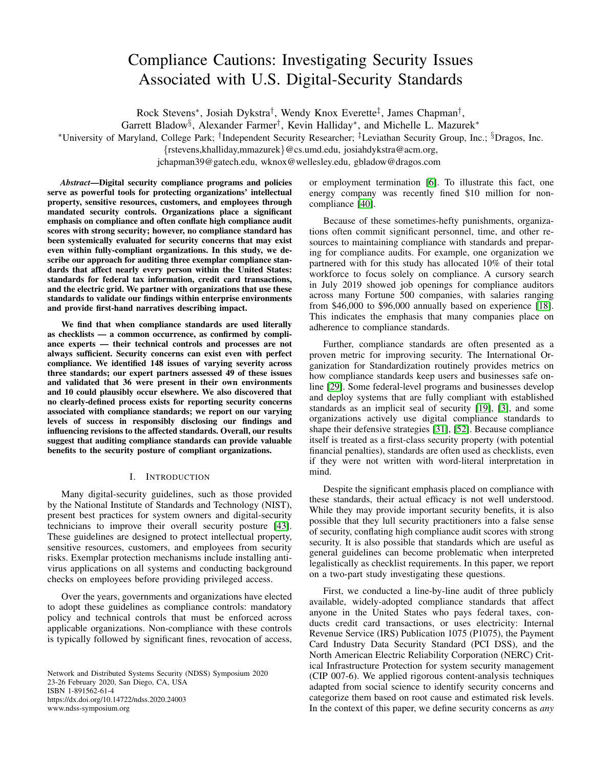# Compliance Cautions: Investigating Security Issues Associated with U.S. Digital-Security Standards

Rock Stevens*, Josiah Dykstra†, Wendy Knox Everette‡, James Chapman†,
Garrett Bladow§, Alexander Farmer†, Kevin Halliday*, and Michelle L. Mazurek*

*University of Maryland, College Park; †Independent Security Researcher; ‡Leviathan Security Group, Inc.; §Dragos, Inc.

{rstevens,khalliday,mmazurek}@cs.umd.edu, josiahdykstra@acm.org,
jchapman39@gatech.edu, wknox@wellesley.edu, gbladow@dragos.com

***Abstract*—Digital security compliance programs and policies serve as powerful tools for protecting organizations' intellectual property, sensitive resources, customers, and employees through mandated security controls. Organizations place a significant emphasis on compliance and often conflate high compliance audit scores with strong security; however, no compliance standard has been systemically evaluated for security concerns that may exist even within fully-compliant organizations. In this study, we describe our approach for auditing three exemplar compliance standards that affect nearly every person within the United States: standards for federal tax information, credit card transactions, and the electric grid. We partner with organizations that use these standards to validate our findings within enterprise environments and provide first-hand narratives describing impact.**

**We find that when compliance standards are used literally as checklists — a common occurrence, as confirmed by compliance experts — their technical controls and processes are not always sufficient. Security concerns can exist even with perfect compliance. We identified 148 issues of varying severity across three standards; our expert partners assessed 49 of these issues and validated that 36 were present in their own environments and 10 could plausibly occur elsewhere. We also discovered that no clearly-defined process exists for reporting security concerns associated with compliance standards; we report on our varying levels of success in responsibly disclosing our findings and influencing revisions to the affected standards. Overall, our results suggest that auditing compliance standards can provide valuable benefits to the security posture of compliant organizations.**

## I. Introduction

Many digital-security guidelines, such as those provided by the National Institute of Standards and Technology (NIST), present best practices for system owners and digital-security technicians to improve their overall security posture [43]. These guidelines are designed to protect intellectual property, sensitive resources, customers, and employees from security risks. Exemplar protection mechanisms include installing anti-virus applications on all systems and conducting background checks on employees before providing privileged access.

Over the years, governments and organizations have elected to adopt these guidelines as compliance controls: mandatory policy and technical controls that must be enforced across applicable organizations. Non-compliance with these controls is typically followed by significant fines, revocation of access, or employment termination [6]. To illustrate this fact, one energy company was recently fined $10 million for non-compliance [40].

Because of these sometimes-hefty punishments, organizations often commit significant personnel, time, and other resources to maintaining compliance with standards and preparing for compliance audits. For example, one organization we partnered with for this study has allocated 10% of their total workforce to focus solely on compliance. A cursory search in July 2019 showed job openings for compliance auditors across many Fortune 500 companies, with salaries ranging from $46,000 to $96,000 annually based on experience [18]. This indicates the emphasis that many companies place on adherence to compliance standards.

Further, compliance standards are often presented as a proven metric for improving security. The International Organization for Standardization routinely provides metrics on how compliance standards keep users and businesses safe online [29]. Some federal-level programs and businesses develop and deploy systems that are fully compliant with established standards as an implicit seal of security [19], [3], and some organizations actively use digital compliance standards to shape their defensive strategies [31], [52]. Because compliance itself is treated as a first-class security property (with potential financial penalties), standards are often used as checklists, even if they were not written with word-literal interpretation in mind.

Despite the significant emphasis placed on compliance with these standards, their actual efficacy is not well understood. While they may provide important security benefits, it is also possible that they lull security practitioners into a false sense of security, conflating high compliance audit scores with strong security. It is also possible that standards which are useful as general guidelines can become problematic when interpreted legalistically as checklist requirements. In this paper, we report on a two-part study investigating these questions.

First, we conducted a line-by-line audit of three publicly available, widely-adopted compliance standards that affect anyone in the United States who pays federal taxes, conducts credit card transactions, or uses electricity: Internal Revenue Service (IRS) Publication 1075 (P1075), the Payment Card Industry Data Security Standard (PCI DSS), and the North American Electric Reliability Corporation (NERC) Critical Infrastructure Protection for system security management (CIP 007-6). We applied rigorous content-analysis techniques adapted from social science to identify security concerns and categorize them based on root cause and estimated risk levels. In the context of this paper, we define security concerns as *any*

Network and Distributed Systems Security (NDSS) Symposium 2020
23-26 February 2020, San Diego, CA, USA
ISBN 1-891562-61-4
https://dx.doi.org/10.14722/ndss.2020.24003
www.ndss-symposium.org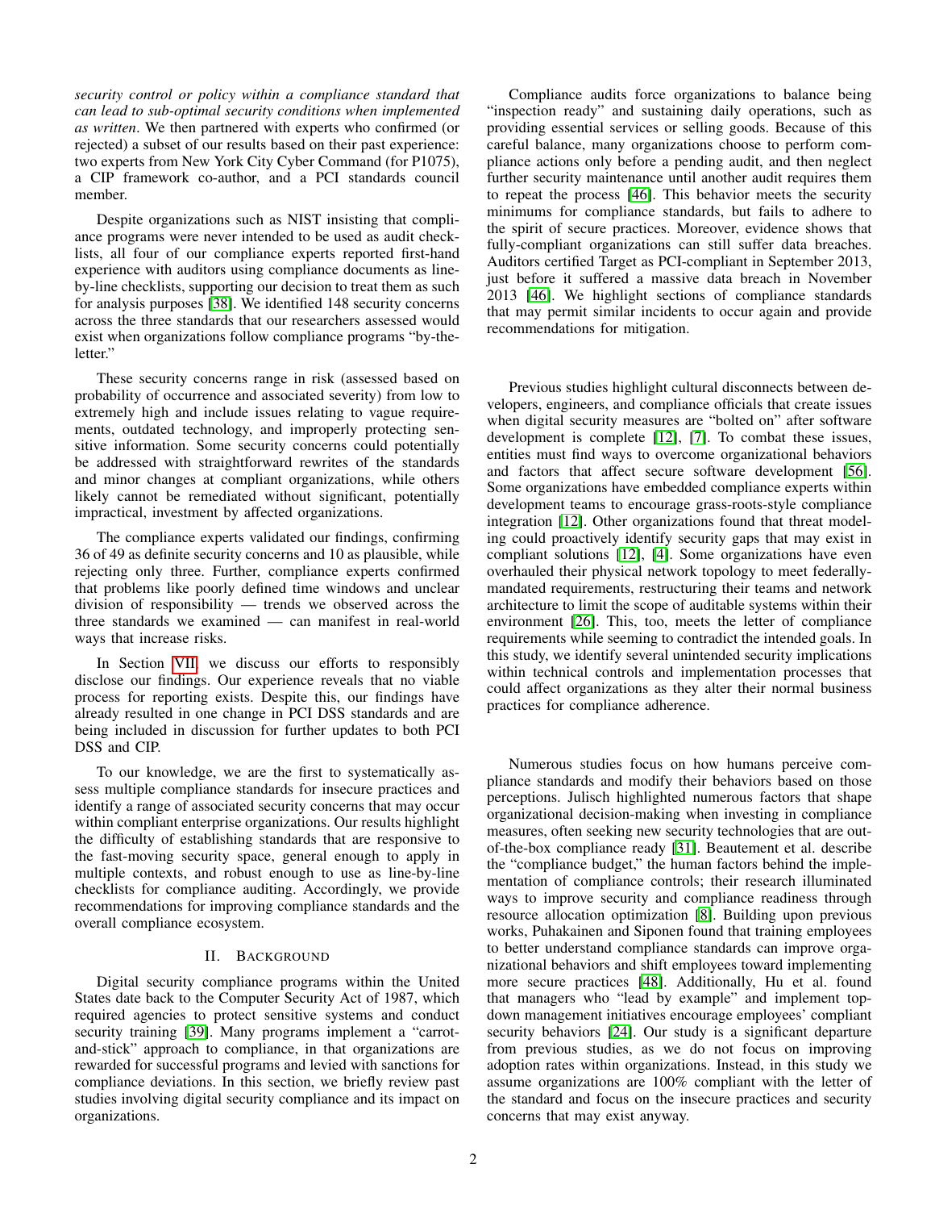*security control or policy within a compliance standard that can lead to sub-optimal security conditions when implemented as written*. We then partnered with experts who confirmed (or rejected) a subset of our results based on their past experience: two experts from New York City Cyber Command (for P1075), a CIP framework co-author, and a PCI standards council member.

Despite organizations such as NIST insisting that compliance programs were never intended to be used as audit checklists, all four of our compliance experts reported first-hand experience with auditors using compliance documents as line-by-line checklists, supporting our decision to treat them as such for analysis purposes [38]. We identified 148 security concerns across the three standards that our researchers assessed would exist when organizations follow compliance programs "by-the-letter."

These security concerns range in risk (assessed based on probability of occurrence and associated severity) from low to extremely high and include issues relating to vague requirements, outdated technology, and improperly protecting sensitive information. Some security concerns could potentially be addressed with straightforward rewrites of the standards and minor changes at compliant organizations, while others likely cannot be remediated without significant, potentially impractical, investment by affected organizations.

The compliance experts validated our findings, confirming 36 of 49 as definite security concerns and 10 as plausible, while rejecting only three. Further, compliance experts confirmed that problems like poorly defined time windows and unclear division of responsibility — trends we observed across the three standards we examined — can manifest in real-world ways that increase risks.

In Section VII, we discuss our efforts to responsibly disclose our findings. Our experience reveals that no viable process for reporting exists. Despite this, our findings have already resulted in one change in PCI DSS standards and are being included in discussion for further updates to both PCI DSS and CIP.

To our knowledge, we are the first to systematically assess multiple compliance standards for insecure practices and identify a range of associated security concerns that may occur within compliant enterprise organizations. Our results highlight the difficulty of establishing standards that are responsive to the fast-moving security space, general enough to apply in multiple contexts, and robust enough to use as line-by-line checklists for compliance auditing. Accordingly, we provide recommendations for improving compliance standards and the overall compliance ecosystem.

## II. Background

Digital security compliance programs within the United States date back to the Computer Security Act of 1987, which required agencies to protect sensitive systems and conduct security training [39]. Many programs implement a "carrot-and-stick" approach to compliance, in that organizations are rewarded for successful programs and levied with sanctions for compliance deviations. In this section, we briefly review past studies involving digital security compliance and its impact on organizations.

Compliance audits force organizations to balance being "inspection ready" and sustaining daily operations, such as providing essential services or selling goods. Because of this careful balance, many organizations choose to perform compliance actions only before a pending audit, and then neglect further security maintenance until another audit requires them to repeat the process [46]. This behavior meets the security minimums for compliance standards, but fails to adhere to the spirit of secure practices. Moreover, evidence shows that fully-compliant organizations can still suffer data breaches. Auditors certified Target as PCI-compliant in September 2013, just before it suffered a massive data breach in November 2013 [46]. We highlight sections of compliance standards that may permit similar incidents to occur again and provide recommendations for mitigation.

Previous studies highlight cultural disconnects between developers, engineers, and compliance officials that create issues when digital security measures are "bolted on" after software development is complete [12], [7]. To combat these issues, entities must find ways to overcome organizational behaviors and factors that affect secure software development [56]. Some organizations have embedded compliance experts within development teams to encourage grass-roots-style compliance integration [12]. Other organizations found that threat modeling could proactively identify security gaps that may exist in compliant solutions [12], [4]. Some organizations have even overhauled their physical network topology to meet federally-mandated requirements, restructuring their teams and network architecture to limit the scope of auditable systems within their environment [26]. This, too, meets the letter of compliance requirements while seeming to contradict the intended goals. In this study, we identify several unintended security implications within technical controls and implementation processes that could affect organizations as they alter their normal business practices for compliance adherence.

Numerous studies focus on how humans perceive compliance standards and modify their behaviors based on those perceptions. Julisch highlighted numerous factors that shape organizational decision-making when investing in compliance measures, often seeking new security technologies that are out-of-the-box compliance ready [31]. Beautement et al. describe the "compliance budget," the human factors behind the implementation of compliance controls; their research illuminated ways to improve security and compliance readiness through resource allocation optimization [8]. Building upon previous works, Puhakainen and Siponen found that training employees to better understand compliance standards can improve organizational behaviors and shift employees toward implementing more secure practices [48]. Additionally, Hu et al. found that managers who "lead by example" and implement top-down management initiatives encourage employees' compliant security behaviors [24]. Our study is a significant departure from previous studies, as we do not focus on improving adoption rates within organizations. Instead, in this study we assume organizations are 100% compliant with the letter of the standard and focus on the insecure practices and security concerns that may exist anyway.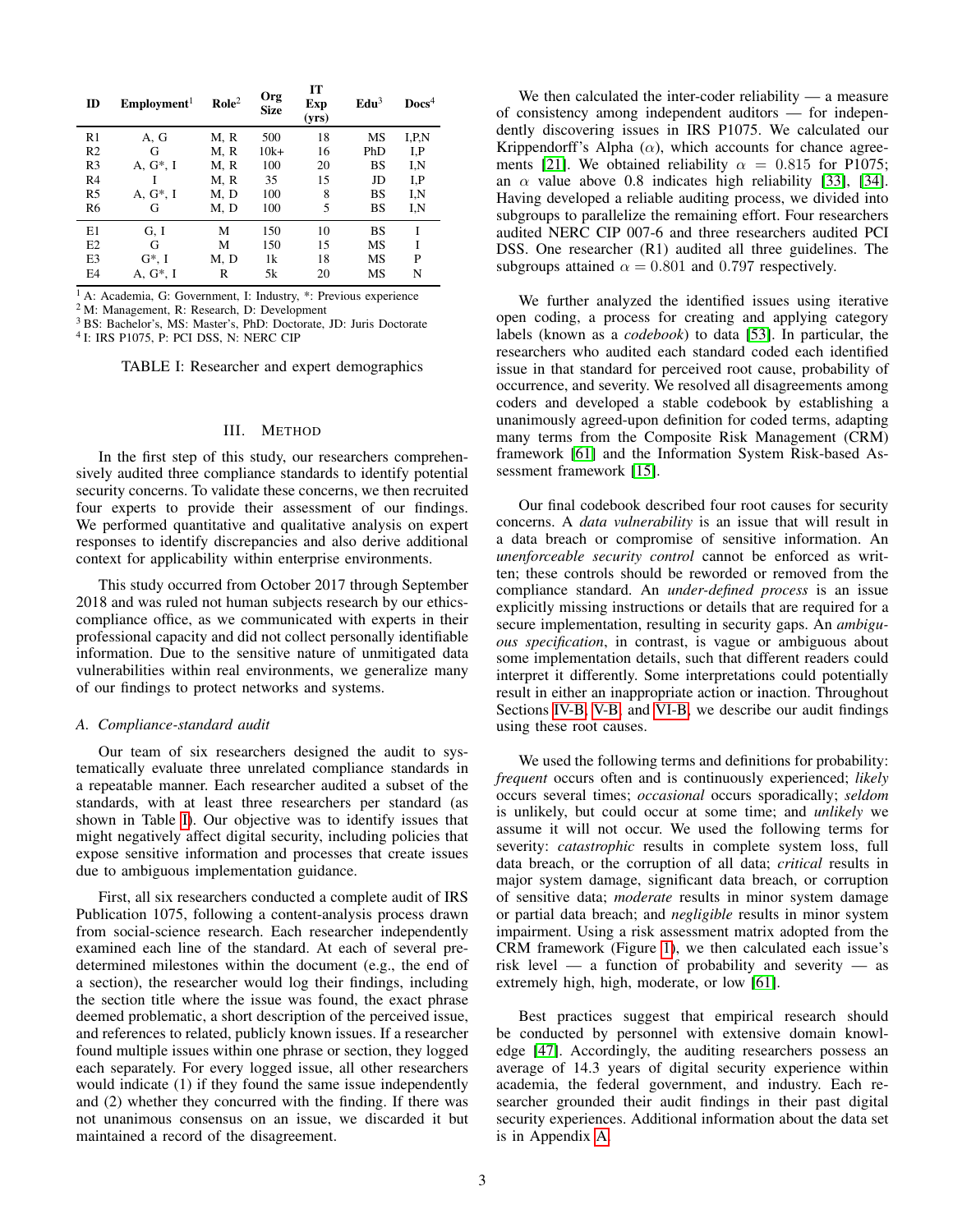| ID | Employment[1] | Role[2] | Org Size | IT Exp (yrs) | Edu[3] | Docs[4] |
|---|---|---|---|---|---|---|
| R1 | A, G | M, R | 500 | 18 | MS | I,P,N |
| R2 | G | M, R | 10k+ | 16 | PhD | I,P |
| R3 | A, G*, I | M, R | 100 | 20 | BS | I,N |
| R4 | I | M, R | 35 | 15 | JD | I,P |
| R5 | A, G*, I | M, D | 100 | 8 | BS | I,N |
| R6 | G | M, D | 100 | 5 | BS | I,N |
| E1 | G, I | M | 150 | 10 | BS | I |
| E2 | G | M | 150 | 15 | MS | I |
| E3 | G*, I | M, D | 1k | 18 | MS | P |
| E4 | A, G*, I | R | 5k | 20 | MS | N |

[1] A: Academia, G: Government, I: Industry, *: Previous experience
[2] M: Management, R: Research, D: Development
[3] BS: Bachelor's, MS: Master's, PhD: Doctorate, JD: Juris Doctorate
[4] I: IRS P1075, P: PCI DSS, N: NERC CIP

TABLE I: Researcher and expert demographics

## III. Method

In the first step of this study, our researchers comprehensively audited three compliance standards to identify potential security concerns. To validate these concerns, we then recruited four experts to provide their assessment of our findings. We performed quantitative and qualitative analysis on expert responses to identify discrepancies and also derive additional context for applicability within enterprise environments.

This study occurred from October 2017 through September 2018 and was ruled not human subjects research by our ethics-compliance office, as we communicated with experts in their professional capacity and did not collect personally identifiable information. Due to the sensitive nature of unmitigated data vulnerabilities within real environments, we generalize many of our findings to protect networks and systems.

### A. Compliance-standard audit

Our team of six researchers designed the audit to systematically evaluate three unrelated compliance standards in a repeatable manner. Each researcher audited a subset of the standards, with at least three researchers per standard (as shown in Table I). Our objective was to identify issues that might negatively affect digital security, including policies that expose sensitive information and processes that create issues due to ambiguous implementation guidance.

First, all six researchers conducted a complete audit of IRS Publication 1075, following a content-analysis process drawn from social-science research. Each researcher independently examined each line of the standard. At each of several predetermined milestones within the document (e.g., the end of a section), the researcher would log their findings, including the section title where the issue was found, the exact phrase deemed problematic, a short description of the perceived issue, and references to related, publicly known issues. If a researcher found multiple issues within one phrase or section, they logged each separately. For every logged issue, all other researchers would indicate (1) if they found the same issue independently and (2) whether they concurred with the finding. If there was not unanimous consensus on an issue, we discarded it but maintained a record of the disagreement.

We then calculated the inter-coder reliability — a measure of consistency among independent auditors — for independently discovering issues in IRS P1075. We calculated our Krippendorff's Alpha ($\alpha$), which accounts for chance agreements [21]. We obtained reliability $\alpha = 0.815$ for P1075; an $\alpha$ value above 0.8 indicates high reliability [33], [34]. Having developed a reliable auditing process, we divided into subgroups to parallelize the remaining effort. Four researchers audited NERC CIP 007-6 and three researchers audited PCI DSS. One researcher (R1) audited all three guidelines. The subgroups attained $\alpha = 0.801$ and $0.797$ respectively.

We further analyzed the identified issues using iterative open coding, a process for creating and applying category labels (known as a *codebook*) to data [53]. In particular, the researchers who audited each standard coded each identified issue in that standard for perceived root cause, probability of occurrence, and severity. We resolved all disagreements among coders and developed a stable codebook by establishing a unanimously agreed-upon definition for coded terms, adapting many terms from the Composite Risk Management (CRM) framework [61] and the Information System Risk-based Assessment framework [15].

Our final codebook described four root causes for security concerns. A *data vulnerability* is an issue that will result in a data breach or compromise of sensitive information. An *unenforceable security control* cannot be enforced as written; these controls should be reworded or removed from the compliance standard. An *under-defined process* is an issue explicitly missing instructions or details that are required for a secure implementation, resulting in security gaps. An *ambiguous specification*, in contrast, is vague or ambiguous about some implementation details, such that different readers could interpret it differently. Some interpretations could potentially result in either an inappropriate action or inaction. Throughout Sections IV-B, V-B, and VI-B, we describe our audit findings using these root causes.

We used the following terms and definitions for probability: *frequent* occurs often and is continuously experienced; *likely* occurs several times; *occasional* occurs sporadically; *seldom* is unlikely, but could occur at some time; and *unlikely* we assume it will not occur. We used the following terms for severity: *catastrophic* results in complete system loss, full data breach, or the corruption of all data; *critical* results in major system damage, significant data breach, or corruption of sensitive data; *moderate* results in minor system damage or partial data breach; and *negligible* results in minor system impairment. Using a risk assessment matrix adopted from the CRM framework (Figure 1), we then calculated each issue's risk level — a function of probability and severity — as extremely high, high, moderate, or low [61].

Best practices suggest that empirical research should be conducted by personnel with extensive domain knowledge [47]. Accordingly, the auditing researchers possess an average of 14.3 years of digital security experience within academia, the federal government, and industry. Each researcher grounded their audit findings in their past digital security experiences. Additional information about the data set is in Appendix A.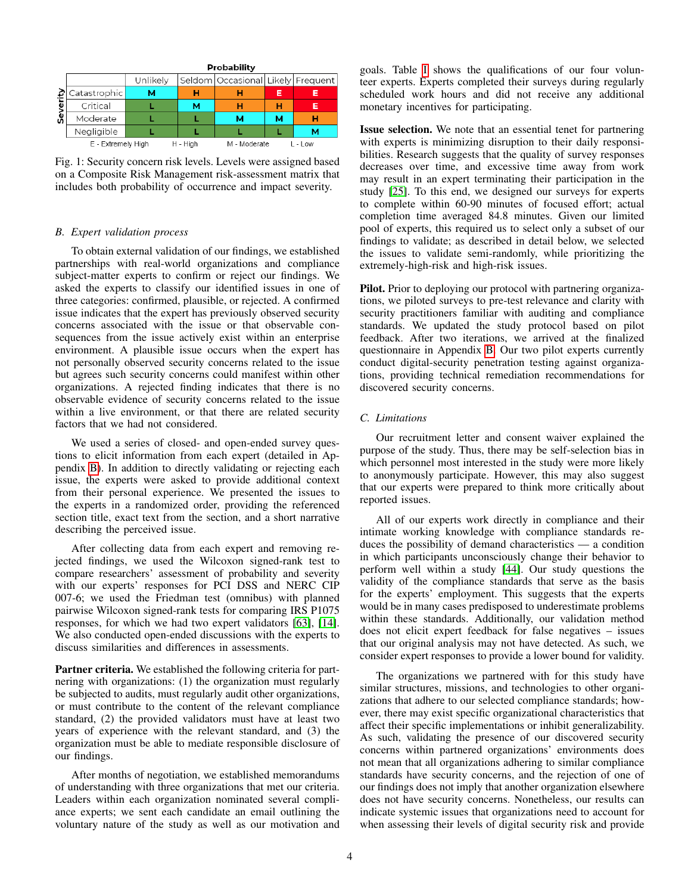| Severity | Unlikely | Seldom | Occasional | Likely | Frequent |
|---|---|---|---|---|---|
| Catastrophic | M | H | H | E | E |
| Critical | L | M | H | H | E |
| Moderate | L | L | M | M | H |
| Negligible | L | L | L | L | M |

Probability

E - Extremely High    H - High    M - Moderate    L - Low

Fig. 1: Security concern risk levels. Levels were assigned based on a Composite Risk Management risk-assessment matrix that includes both probability of occurrence and impact severity.

## B. Expert validation process

To obtain external validation of our findings, we established partnerships with real-world organizations and compliance subject-matter experts to confirm or reject our findings. We asked the experts to classify our identified issues in one of three categories: confirmed, plausible, or rejected. A confirmed issue indicates that the expert has previously observed security concerns associated with the issue or that observable consequences from the issue actively exist within an enterprise environment. A plausible issue occurs when the expert has not personally observed security concerns related to the issue but agrees such security concerns could manifest within other organizations. A rejected finding indicates that there is no observable evidence of security concerns related to the issue within a live environment, or that there are related security factors that we had not considered.

We used a series of closed- and open-ended survey questions to elicit information from each expert (detailed in Appendix B). In addition to directly validating or rejecting each issue, the experts were asked to provide additional context from their personal experience. We presented the issues to the experts in a randomized order, providing the referenced section title, exact text from the section, and a short narrative describing the perceived issue.

After collecting data from each expert and removing rejected findings, we used the Wilcoxon signed-rank test to compare researchers' assessment of probability and severity with our experts' responses for PCI DSS and NERC CIP 007-6; we used the Friedman test (omnibus) with planned pairwise Wilcoxon signed-rank tests for comparing IRS P1075 responses, for which we had two expert validators [63], [14]. We also conducted open-ended discussions with the experts to discuss similarities and differences in assessments.

**Partner criteria.** We established the following criteria for partnering with organizations: (1) the organization must regularly be subjected to audits, must regularly audit other organizations, or must contribute to the content of the relevant compliance standard, (2) the provided validators must have at least two years of experience with the relevant standard, and (3) the organization must be able to mediate responsible disclosure of our findings.

After months of negotiation, we established memorandums of understanding with three organizations that met our criteria. Leaders within each organization nominated several compliance experts; we sent each candidate an email outlining the voluntary nature of the study as well as our motivation and goals. Table I shows the qualifications of our four volunteer experts. Experts completed their surveys during regularly scheduled work hours and did not receive any additional monetary incentives for participating.

**Issue selection.** We note that an essential tenet for partnering with experts is minimizing disruption to their daily responsibilities. Research suggests that the quality of survey responses decreases over time, and excessive time away from work may result in an expert terminating their participation in the study [25]. To this end, we designed our surveys for experts to complete within 60-90 minutes of focused effort; actual completion time averaged 84.8 minutes. Given our limited pool of experts, this required us to select only a subset of our findings to validate; as described in detail below, we selected the issues to validate semi-randomly, while prioritizing the extremely-high-risk and high-risk issues.

**Pilot.** Prior to deploying our protocol with partnering organizations, we piloted surveys to pre-test relevance and clarity with security practitioners familiar with auditing and compliance standards. We updated the study protocol based on pilot feedback. After two iterations, we arrived at the finalized questionnaire in Appendix B. Our two pilot experts currently conduct digital-security penetration testing against organizations, providing technical remediation recommendations for discovered security concerns.

## C. Limitations

Our recruitment letter and consent waiver explained the purpose of the study. Thus, there may be self-selection bias in which personnel most interested in the study were more likely to anonymously participate. However, this may also suggest that our experts were prepared to think more critically about reported issues.

All of our experts work directly in compliance and their intimate working knowledge with compliance standards reduces the possibility of demand characteristics — a condition in which participants unconsciously change their behavior to perform well within a study [44]. Our study questions the validity of the compliance standards that serve as the basis for the experts' employment. This suggests that the experts would be in many cases predisposed to underestimate problems within these standards. Additionally, our validation method does not elicit expert feedback for false negatives – issues that our original analysis may not have detected. As such, we consider expert responses to provide a lower bound for validity.

The organizations we partnered with for this study have similar structures, missions, and technologies to other organizations that adhere to our selected compliance standards; however, there may exist specific organizational characteristics that affect their specific implementations or inhibit generalizability. As such, validating the presence of our discovered security concerns within partnered organizations' environments does not mean that all organizations adhering to similar compliance standards have security concerns, and the rejection of one of our findings does not imply that another organization elsewhere does not have security concerns. Nonetheless, our results can indicate systemic issues that organizations need to account for when assessing their levels of digital security risk and provide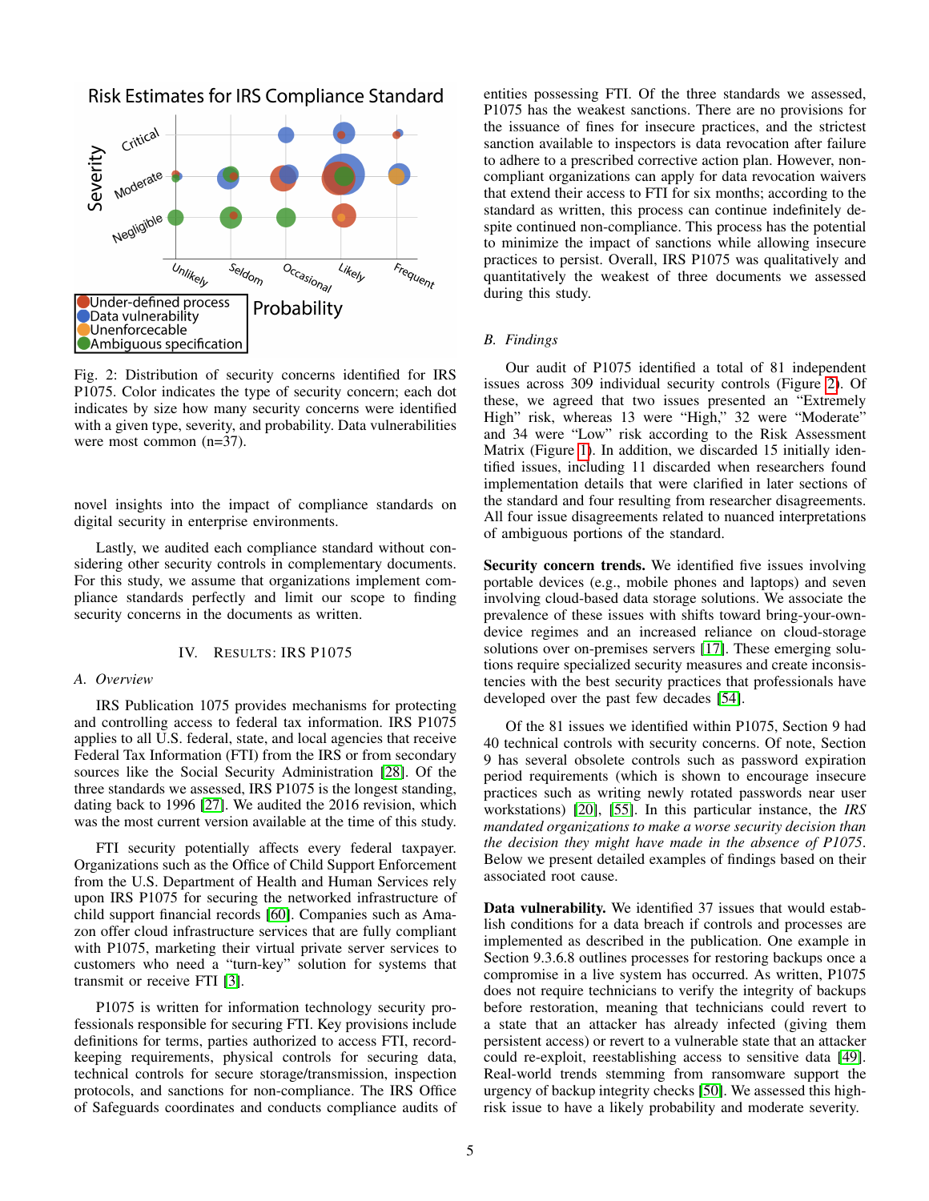Fig. 2: Distribution of security concerns identified for IRS P1075. Color indicates the type of security concern; each dot indicates by size how many security concerns were identified with a given type, severity, and probability. Data vulnerabilities were most common (n=37).

novel insights into the impact of compliance standards on digital security in enterprise environments.

Lastly, we audited each compliance standard without considering other security controls in complementary documents. For this study, we assume that organizations implement compliance standards perfectly and limit our scope to finding security concerns in the documents as written.

## IV. Results: IRS P1075

### A. Overview

IRS Publication 1075 provides mechanisms for protecting and controlling access to federal tax information. IRS P1075 applies to all U.S. federal, state, and local agencies that receive Federal Tax Information (FTI) from the IRS or from secondary sources like the Social Security Administration [28]. Of the three standards we assessed, IRS P1075 is the longest standing, dating back to 1996 [27]. We audited the 2016 revision, which was the most current version available at the time of this study.

FTI security potentially affects every federal taxpayer. Organizations such as the Office of Child Support Enforcement from the U.S. Department of Health and Human Services rely upon IRS P1075 for securing the networked infrastructure of child support financial records [60]. Companies such as Amazon offer cloud infrastructure services that are fully compliant with P1075, marketing their virtual private server services to customers who need a "turn-key" solution for systems that transmit or receive FTI [3].

P1075 is written for information technology security professionals responsible for securing FTI. Key provisions include definitions for terms, parties authorized to access FTI, recordkeeping requirements, physical controls for securing data, technical controls for secure storage/transmission, inspection protocols, and sanctions for non-compliance. The IRS Office of Safeguards coordinates and conducts compliance audits of entities possessing FTI. Of the three standards we assessed, P1075 has the weakest sanctions. There are no provisions for the issuance of fines for insecure practices, and the strictest sanction available to inspectors is data revocation after failure to adhere to a prescribed corrective action plan. However, non-compliant organizations can apply for data revocation waivers that extend their access to FTI for six months; according to the standard as written, this process can continue indefinitely despite continued non-compliance. This process has the potential to minimize the impact of sanctions while allowing insecure practices to persist. Overall, IRS P1075 was qualitatively and quantitatively the weakest of three documents we assessed during this study.

### B. Findings

Our audit of P1075 identified a total of 81 independent issues across 309 individual security controls (Figure 2). Of these, we agreed that two issues presented an "Extremely High" risk, whereas 13 were "High," 32 were "Moderate" and 34 were "Low" risk according to the Risk Assessment Matrix (Figure 1). In addition, we discarded 15 initially identified issues, including 11 discarded when researchers found implementation details that were clarified in later sections of the standard and four resulting from researcher disagreements. All four issue disagreements related to nuanced interpretations of ambiguous portions of the standard.

**Security concern trends.** We identified five issues involving portable devices (e.g., mobile phones and laptops) and seven involving cloud-based data storage solutions. We associate the prevalence of these issues with shifts toward bring-your-own-device regimes and an increased reliance on cloud-storage solutions over on-premises servers [17]. These emerging solutions require specialized security measures and create inconsistencies with the best security practices that professionals have developed over the past few decades [54].

Of the 81 issues we identified within P1075, Section 9 had 40 technical controls with security concerns. Of note, Section 9 has several obsolete controls such as password expiration period requirements (which is shown to encourage insecure practices such as writing newly rotated passwords near user workstations) [20], [55]. In this particular instance, the *IRS mandated organizations to make a worse security decision than the decision they might have made in the absence of P1075*. Below we present detailed examples of findings based on their associated root cause.

**Data vulnerability.** We identified 37 issues that would establish conditions for a data breach if controls and processes are implemented as described in the publication. One example in Section 9.3.6.8 outlines processes for restoring backups once a compromise in a live system has occurred. As written, P1075 does not require technicians to verify the integrity of backups before restoration, meaning that technicians could revert to a state that an attacker has already infected (giving them persistent access) or revert to a vulnerable state that an attacker could re-exploit, reestablishing access to sensitive data [49]. Real-world trends stemming from ransomware support the urgency of backup integrity checks [50]. We assessed this high-risk issue to have a likely probability and moderate severity.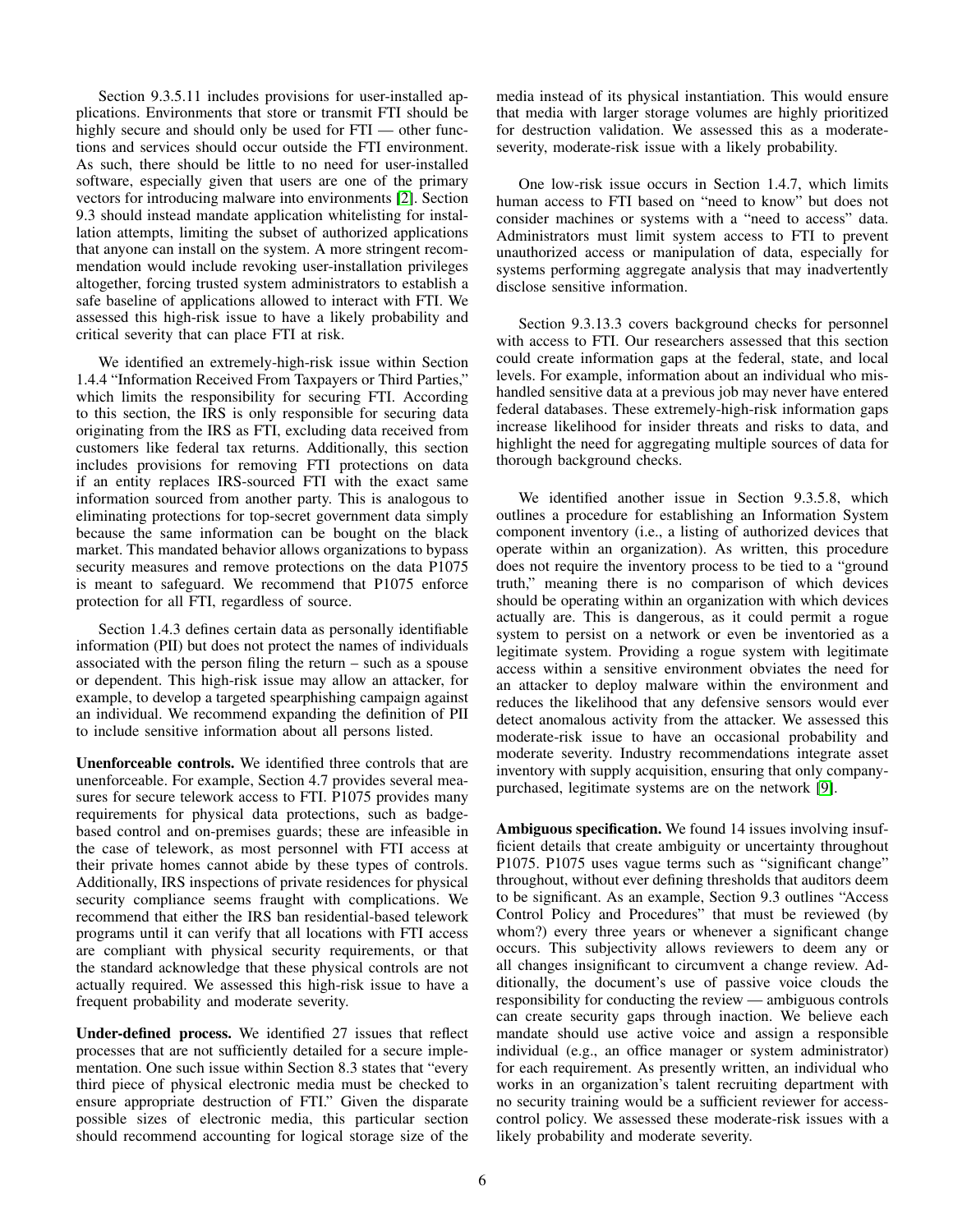Section 9.3.5.11 includes provisions for user-installed applications. Environments that store or transmit FTI should be highly secure and should only be used for FTI — other functions and services should occur outside the FTI environment. As such, there should be little to no need for user-installed software, especially given that users are one of the primary vectors for introducing malware into environments [2]. Section 9.3 should instead mandate application whitelisting for installation attempts, limiting the subset of authorized applications that anyone can install on the system. A more stringent recommendation would include revoking user-installation privileges altogether, forcing trusted system administrators to establish a safe baseline of applications allowed to interact with FTI. We assessed this high-risk issue to have a likely probability and critical severity that can place FTI at risk.

We identified an extremely-high-risk issue within Section 1.4.4 "Information Received From Taxpayers or Third Parties," which limits the responsibility for securing FTI. According to this section, the IRS is only responsible for securing data originating from the IRS as FTI, excluding data received from customers like federal tax returns. Additionally, this section includes provisions for removing FTI protections on data if an entity replaces IRS-sourced FTI with the exact same information sourced from another party. This is analogous to eliminating protections for top-secret government data simply because the same information can be bought on the black market. This mandated behavior allows organizations to bypass security measures and remove protections on the data P1075 is meant to safeguard. We recommend that P1075 enforce protection for all FTI, regardless of source.

Section 1.4.3 defines certain data as personally identifiable information (PII) but does not protect the names of individuals associated with the person filing the return – such as a spouse or dependent. This high-risk issue may allow an attacker, for example, to develop a targeted spearphishing campaign against an individual. We recommend expanding the definition of PII to include sensitive information about all persons listed.

**Unenforceable controls.** We identified three controls that are unenforceable. For example, Section 4.7 provides several measures for secure telework access to FTI. P1075 provides many requirements for physical data protections, such as badge-based control and on-premises guards; these are infeasible in the case of telework, as most personnel with FTI access at their private homes cannot abide by these types of controls. Additionally, IRS inspections of private residences for physical security compliance seems fraught with complications. We recommend that either the IRS ban residential-based telework programs until it can verify that all locations with FTI access are compliant with physical security requirements, or that the standard acknowledge that these physical controls are not actually required. We assessed this high-risk issue to have a frequent probability and moderate severity.

**Under-defined process.** We identified 27 issues that reflect processes that are not sufficiently detailed for a secure implementation. One such issue within Section 8.3 states that "every third piece of physical electronic media must be checked to ensure appropriate destruction of FTI." Given the disparate possible sizes of electronic media, this particular section should recommend accounting for logical storage size of the media instead of its physical instantiation. This would ensure that media with larger storage volumes are highly prioritized for destruction validation. We assessed this as a moderate-severity, moderate-risk issue with a likely probability.

One low-risk issue occurs in Section 1.4.7, which limits human access to FTI based on "need to know" but does not consider machines or systems with a "need to access" data. Administrators must limit system access to FTI to prevent unauthorized access or manipulation of data, especially for systems performing aggregate analysis that may inadvertently disclose sensitive information.

Section 9.3.13.3 covers background checks for personnel with access to FTI. Our researchers assessed that this section could create information gaps at the federal, state, and local levels. For example, information about an individual who mishandled sensitive data at a previous job may never have entered federal databases. These extremely-high-risk information gaps increase likelihood for insider threats and risks to data, and highlight the need for aggregating multiple sources of data for thorough background checks.

We identified another issue in Section 9.3.5.8, which outlines a procedure for establishing an Information System component inventory (i.e., a listing of authorized devices that operate within an organization). As written, this procedure does not require the inventory process to be tied to a "ground truth," meaning there is no comparison of which devices should be operating within an organization with which devices actually are. This is dangerous, as it could permit a rogue system to persist on a network or even be inventoried as a legitimate system. Providing a rogue system with legitimate access within a sensitive environment obviates the need for an attacker to deploy malware within the environment and reduces the likelihood that any defensive sensors would ever detect anomalous activity from the attacker. We assessed this moderate-risk issue to have an occasional probability and moderate severity. Industry recommendations integrate asset inventory with supply acquisition, ensuring that only company-purchased, legitimate systems are on the network [9].

**Ambiguous specification.** We found 14 issues involving insufficient details that create ambiguity or uncertainty throughout P1075. P1075 uses vague terms such as "significant change" throughout, without ever defining thresholds that auditors deem to be significant. As an example, Section 9.3 outlines "Access Control Policy and Procedures" that must be reviewed (by whom?) every three years or whenever a significant change occurs. This subjectivity allows reviewers to deem any or all changes insignificant to circumvent a change review. Additionally, the document's use of passive voice clouds the responsibility for conducting the review — ambiguous controls can create security gaps through inaction. We believe each mandate should use active voice and assign a responsible individual (e.g., an office manager or system administrator) for each requirement. As presently written, an individual who works in an organization's talent recruiting department with no security training would be a sufficient reviewer for access-control policy. We assessed these moderate-risk issues with a likely probability and moderate severity.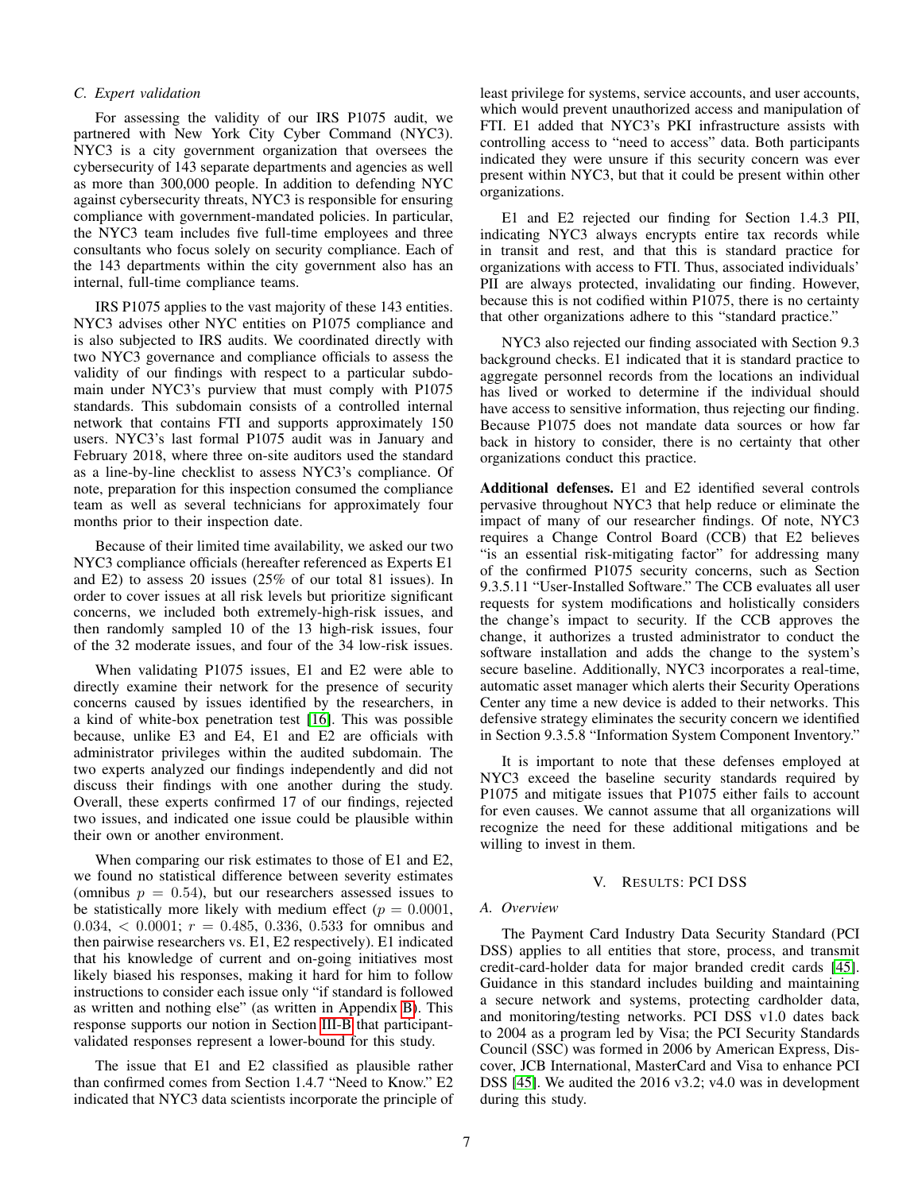### C. Expert validation

For assessing the validity of our IRS P1075 audit, we partnered with New York City Cyber Command (NYC3). NYC3 is a city government organization that oversees the cybersecurity of 143 separate departments and agencies as well as more than 300,000 people. In addition to defending NYC against cybersecurity threats, NYC3 is responsible for ensuring compliance with government-mandated policies. In particular, the NYC3 team includes five full-time employees and three consultants who focus solely on security compliance. Each of the 143 departments within the city government also has an internal, full-time compliance teams.

IRS P1075 applies to the vast majority of these 143 entities. NYC3 advises other NYC entities on P1075 compliance and is also subjected to IRS audits. We coordinated directly with two NYC3 governance and compliance officials to assess the validity of our findings with respect to a particular subdomain under NYC3's purview that must comply with P1075 standards. This subdomain consists of a controlled internal network that contains FTI and supports approximately 150 users. NYC3's last formal P1075 audit was in January and February 2018, where three on-site auditors used the standard as a line-by-line checklist to assess NYC3's compliance. Of note, preparation for this inspection consumed the compliance team as well as several technicians for approximately four months prior to their inspection date.

Because of their limited time availability, we asked our two NYC3 compliance officials (hereafter referenced as Experts E1 and E2) to assess 20 issues (25% of our total 81 issues). In order to cover issues at all risk levels but prioritize significant concerns, we included both extremely-high-risk issues, and then randomly sampled 10 of the 13 high-risk issues, four of the 32 moderate issues, and four of the 34 low-risk issues.

When validating P1075 issues, E1 and E2 were able to directly examine their network for the presence of security concerns caused by issues identified by the researchers, in a kind of white-box penetration test [16]. This was possible because, unlike E3 and E4, E1 and E2 are officials with administrator privileges within the audited subdomain. The two experts analyzed our findings independently and did not discuss their findings with one another during the study. Overall, these experts confirmed 17 of our findings, rejected two issues, and indicated one issue could be plausible within their own or another environment.

When comparing our risk estimates to those of E1 and E2, we found no statistical difference between severity estimates (omnibus $p = 0.54$), but our researchers assessed issues to be statistically more likely with medium effect ($p = 0.0001$, $0.034$, $< 0.0001$; $r = 0.485$, $0.336$, $0.533$ for omnibus and then pairwise researchers vs. E1, E2 respectively). E1 indicated that his knowledge of current and on-going initiatives most likely biased his responses, making it hard for him to follow instructions to consider each issue only "if standard is followed as written and nothing else" (as written in Appendix B). This response supports our notion in Section III-B that participant-validated responses represent a lower-bound for this study.

The issue that E1 and E2 classified as plausible rather than confirmed comes from Section 1.4.7 "Need to Know." E2 indicated that NYC3 data scientists incorporate the principle of least privilege for systems, service accounts, and user accounts, which would prevent unauthorized access and manipulation of FTI. E1 added that NYC3's PKI infrastructure assists with controlling access to "need to access" data. Both participants indicated they were unsure if this security concern was ever present within NYC3, but that it could be present within other organizations.

E1 and E2 rejected our finding for Section 1.4.3 PII, indicating NYC3 always encrypts entire tax records while in transit and rest, and that this is standard practice for organizations with access to FTI. Thus, associated individuals' PII are always protected, invalidating our finding. However, because this is not codified within P1075, there is no certainty that other organizations adhere to this "standard practice."

NYC3 also rejected our finding associated with Section 9.3 background checks. E1 indicated that it is standard practice to aggregate personnel records from the locations an individual has lived or worked to determine if the individual should have access to sensitive information, thus rejecting our finding. Because P1075 does not mandate data sources or how far back in history to consider, there is no certainty that other organizations conduct this practice.

**Additional defenses.** E1 and E2 identified several controls pervasive throughout NYC3 that help reduce or eliminate the impact of many of our researcher findings. Of note, NYC3 requires a Change Control Board (CCB) that E2 believes "is an essential risk-mitigating factor" for addressing many of the confirmed P1075 security concerns, such as Section 9.3.5.11 "User-Installed Software." The CCB evaluates all user requests for system modifications and holistically considers the change's impact to security. If the CCB approves the change, it authorizes a trusted administrator to conduct the software installation and adds the change to the system's secure baseline. Additionally, NYC3 incorporates a real-time, automatic asset manager which alerts their Security Operations Center any time a new device is added to their networks. This defensive strategy eliminates the security concern we identified in Section 9.3.5.8 "Information System Component Inventory."

It is important to note that these defenses employed at NYC3 exceed the baseline security standards required by P1075 and mitigate issues that P1075 either fails to account for even causes. We cannot assume that all organizations will recognize the need for these additional mitigations and be willing to invest in them.

## V. Results: PCI DSS

### A. Overview

The Payment Card Industry Data Security Standard (PCI DSS) applies to all entities that store, process, and transmit credit-card-holder data for major branded credit cards [45]. Guidance in this standard includes building and maintaining a secure network and systems, protecting cardholder data, and monitoring/testing networks. PCI DSS v1.0 dates back to 2004 as a program led by Visa; the PCI Security Standards Council (SSC) was formed in 2006 by American Express, Discover, JCB International, MasterCard and Visa to enhance PCI DSS [45]. We audited the 2016 v3.2; v4.0 was in development during this study.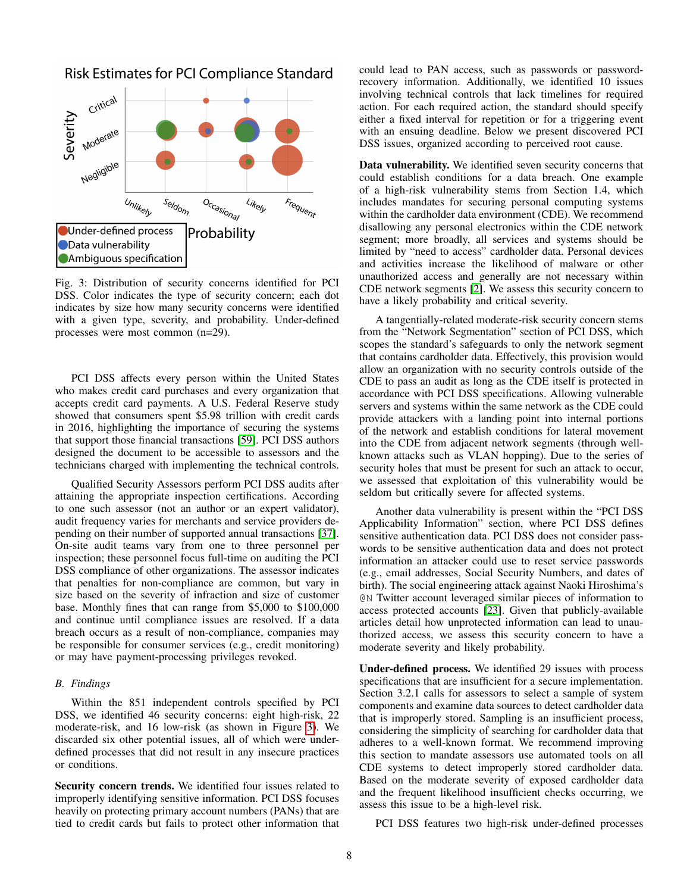Fig. 3: Distribution of security concerns identified for PCI DSS. Color indicates the type of security concern; each dot indicates by size how many security concerns were identified with a given type, severity, and probability. Under-defined processes were most common (n=29).

PCI DSS affects every person within the United States who makes credit card purchases and every organization that accepts credit card payments. A U.S. Federal Reserve study showed that consumers spent $5.98 trillion with credit cards in 2016, highlighting the importance of securing the systems that support those financial transactions [59]. PCI DSS authors designed the document to be accessible to assessors and the technicians charged with implementing the technical controls.

Qualified Security Assessors perform PCI DSS audits after attaining the appropriate inspection certifications. According to one such assessor (not an author or an expert validator), audit frequency varies for merchants and service providers depending on their number of supported annual transactions [37]. On-site audit teams vary from one to three personnel per inspection; these personnel focus full-time on auditing the PCI DSS compliance of other organizations. The assessor indicates that penalties for non-compliance are common, but vary in size based on the severity of infraction and size of customer base. Monthly fines that can range from $5,000 to $100,000 and continue until compliance issues are resolved. If a data breach occurs as a result of non-compliance, companies may be responsible for consumer services (e.g., credit monitoring) or may have payment-processing privileges revoked.

### B. Findings

Within the 851 independent controls specified by PCI DSS, we identified 46 security concerns: eight high-risk, 22 moderate-risk, and 16 low-risk (as shown in Figure 3). We discarded six other potential issues, all of which were under-defined processes that did not result in any insecure practices or conditions.

**Security concern trends.** We identified four issues related to improperly identifying sensitive information. PCI DSS focuses heavily on protecting primary account numbers (PANs) that are tied to credit cards but fails to protect other information that could lead to PAN access, such as passwords or password-recovery information. Additionally, we identified 10 issues involving technical controls that lack timelines for required action. For each required action, the standard should specify either a fixed interval for repetition or for a triggering event with an ensuing deadline. Below we present discovered PCI DSS issues, organized according to perceived root cause.

**Data vulnerability.** We identified seven security concerns that could establish conditions for a data breach. One example of a high-risk vulnerability stems from Section 1.4, which includes mandates for securing personal computing systems within the cardholder data environment (CDE). We recommend disallowing any personal electronics within the CDE network segment; more broadly, all services and systems should be limited by "need to access" cardholder data. Personal devices and activities increase the likelihood of malware or other unauthorized access and generally are not necessary within CDE network segments [2]. We assess this security concern to have a likely probability and critical severity.

A tangentially-related moderate-risk security concern stems from the "Network Segmentation" section of PCI DSS, which scopes the standard's safeguards to only the network segment that contains cardholder data. Effectively, this provision would allow an organization with no security controls outside of the CDE to pass an audit as long as the CDE itself is protected in accordance with PCI DSS specifications. Allowing vulnerable servers and systems within the same network as the CDE could provide attackers with a landing point into internal portions of the network and establish conditions for lateral movement into the CDE from adjacent network segments (through well-known attacks such as VLAN hopping). Due to the series of security holes that must be present for such an attack to occur, we assessed that exploitation of this vulnerability would be seldom but critically severe for affected systems.

Another data vulnerability is present within the "PCI DSS Applicability Information" section, where PCI DSS defines sensitive authentication data. PCI DSS does not consider passwords to be sensitive authentication data and does not protect information an attacker could use to reset service passwords (e.g., email addresses, Social Security Numbers, and dates of birth). The social engineering attack against Naoki Hiroshima's @N Twitter account leveraged similar pieces of information to access protected accounts [23]. Given that publicly-available articles detail how unprotected information can lead to unauthorized access, we assess this security concern to have a moderate severity and likely probability.

**Under-defined process.** We identified 29 issues with process specifications that are insufficient for a secure implementation. Section 3.2.1 calls for assessors to select a sample of system components and examine data sources to detect cardholder data that is improperly stored. Sampling is an insufficient process, considering the simplicity of searching for cardholder data that adheres to a well-known format. We recommend improving this section to mandate assessors use automated tools on all CDE systems to detect improperly stored cardholder data. Based on the moderate severity of exposed cardholder data and the frequent likelihood insufficient checks occurring, we assess this issue to be a high-level risk.

PCI DSS features two high-risk under-defined processes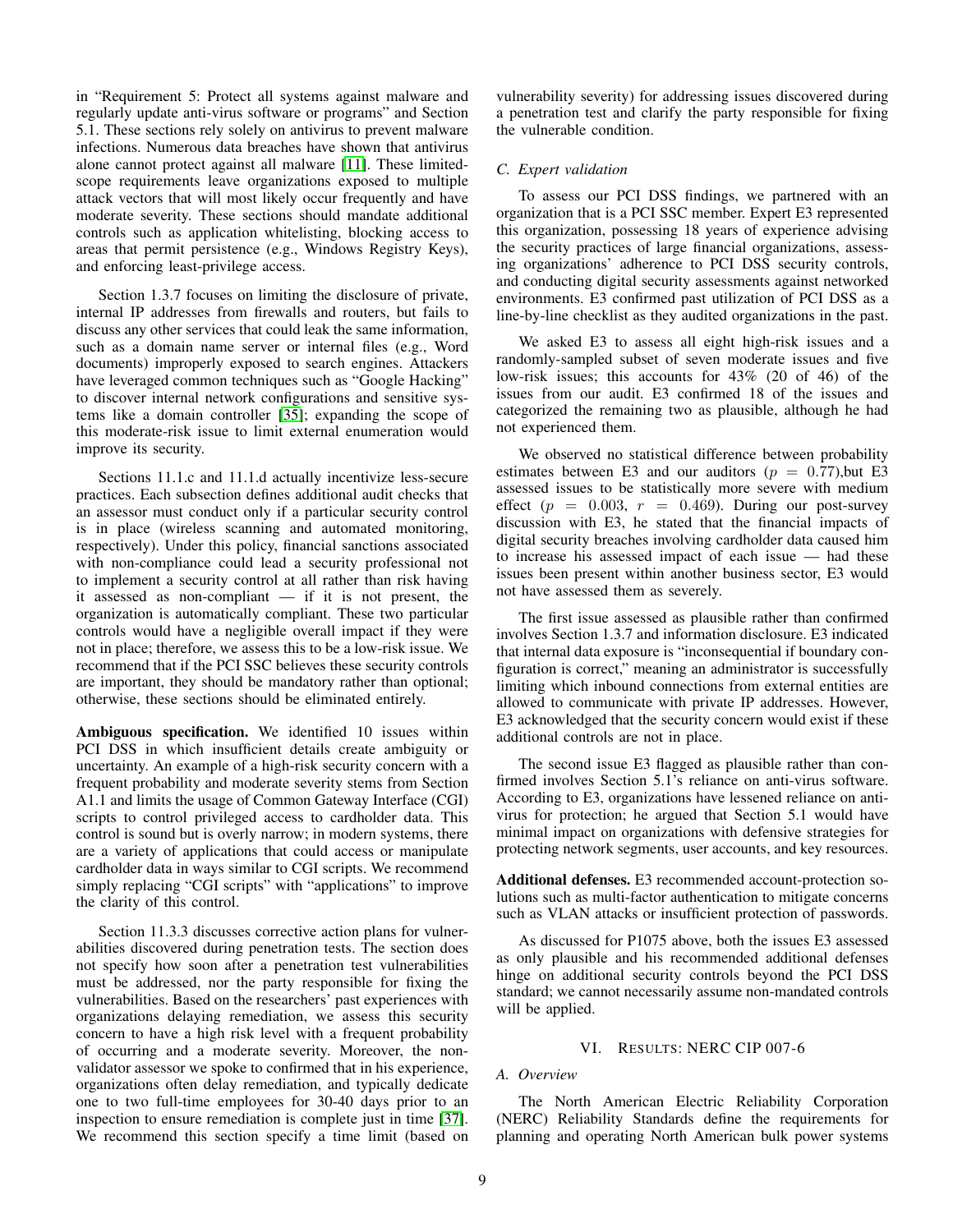in "Requirement 5: Protect all systems against malware and regularly update anti-virus software or programs" and Section 5.1. These sections rely solely on antivirus to prevent malware infections. Numerous data breaches have shown that antivirus alone cannot protect against all malware [11]. These limited-scope requirements leave organizations exposed to multiple attack vectors that will most likely occur frequently and have moderate severity. These sections should mandate additional controls such as application whitelisting, blocking access to areas that permit persistence (e.g., Windows Registry Keys), and enforcing least-privilege access.

Section 1.3.7 focuses on limiting the disclosure of private, internal IP addresses from firewalls and routers, but fails to discuss any other services that could leak the same information, such as a domain name server or internal files (e.g., Word documents) improperly exposed to search engines. Attackers have leveraged common techniques such as "Google Hacking" to discover internal network configurations and sensitive systems like a domain controller [35]; expanding the scope of this moderate-risk issue to limit external enumeration would improve its security.

Sections 11.1.c and 11.1.d actually incentivize less-secure practices. Each subsection defines additional audit checks that an assessor must conduct only if a particular security control is in place (wireless scanning and automated monitoring, respectively). Under this policy, financial sanctions associated with non-compliance could lead a security professional not to implement a security control at all rather than risk having it assessed as non-compliant — if it is not present, the organization is automatically compliant. These two particular controls would have a negligible overall impact if they were not in place; therefore, we assess this to be a low-risk issue. We recommend that if the PCI SSC believes these security controls are important, they should be mandatory rather than optional; otherwise, these sections should be eliminated entirely.

**Ambiguous specification.** We identified 10 issues within PCI DSS in which insufficient details create ambiguity or uncertainty. An example of a high-risk security concern with a frequent probability and moderate severity stems from Section A1.1 and limits the usage of Common Gateway Interface (CGI) scripts to control privileged access to cardholder data. This control is sound but is overly narrow; in modern systems, there are a variety of applications that could access or manipulate cardholder data in ways similar to CGI scripts. We recommend simply replacing "CGI scripts" with "applications" to improve the clarity of this control.

Section 11.3.3 discusses corrective action plans for vulnerabilities discovered during penetration tests. The section does not specify how soon after a penetration test vulnerabilities must be addressed, nor the party responsible for fixing the vulnerabilities. Based on the researchers' past experiences with organizations delaying remediation, we assess this security concern to have a high risk level with a frequent probability of occurring and a moderate severity. Moreover, the non-validator assessor we spoke to confirmed that in his experience, organizations often delay remediation, and typically dedicate one to two full-time employees for 30-40 days prior to an inspection to ensure remediation is complete just in time [37]. We recommend this section specify a time limit (based on vulnerability severity) for addressing issues discovered during a penetration test and clarify the party responsible for fixing the vulnerable condition.

### C. Expert validation

To assess our PCI DSS findings, we partnered with an organization that is a PCI SSC member. Expert E3 represented this organization, possessing 18 years of experience advising the security practices of large financial organizations, assessing organizations' adherence to PCI DSS security controls, and conducting digital security assessments against networked environments. E3 confirmed past utilization of PCI DSS as a line-by-line checklist as they audited organizations in the past.

We asked E3 to assess all eight high-risk issues and a randomly-sampled subset of seven moderate issues and five low-risk issues; this accounts for 43% (20 of 46) of the issues from our audit. E3 confirmed 18 of the issues and categorized the remaining two as plausible, although he had not experienced them.

We observed no statistical difference between probability estimates between E3 and our auditors ($p = 0.77$),but E3 assessed issues to be statistically more severe with medium effect ($p = 0.003$, $r = 0.469$). During our post-survey discussion with E3, he stated that the financial impacts of digital security breaches involving cardholder data caused him to increase his assessed impact of each issue — had these issues been present within another business sector, E3 would not have assessed them as severely.

The first issue assessed as plausible rather than confirmed involves Section 1.3.7 and information disclosure. E3 indicated that internal data exposure is "inconsequential if boundary configuration is correct," meaning an administrator is successfully limiting which inbound connections from external entities are allowed to communicate with private IP addresses. However, E3 acknowledged that the security concern would exist if these additional controls are not in place.

The second issue E3 flagged as plausible rather than confirmed involves Section 5.1's reliance on anti-virus software. According to E3, organizations have lessened reliance on anti-virus for protection; he argued that Section 5.1 would have minimal impact on organizations with defensive strategies for protecting network segments, user accounts, and key resources.

**Additional defenses.** E3 recommended account-protection solutions such as multi-factor authentication to mitigate concerns such as VLAN attacks or insufficient protection of passwords.

As discussed for P1075 above, both the issues E3 assessed as only plausible and his recommended additional defenses hinge on additional security controls beyond the PCI DSS standard; we cannot necessarily assume non-mandated controls will be applied.

## VI. Results: NERC CIP 007-6

### A. Overview

The North American Electric Reliability Corporation (NERC) Reliability Standards define the requirements for planning and operating North American bulk power systems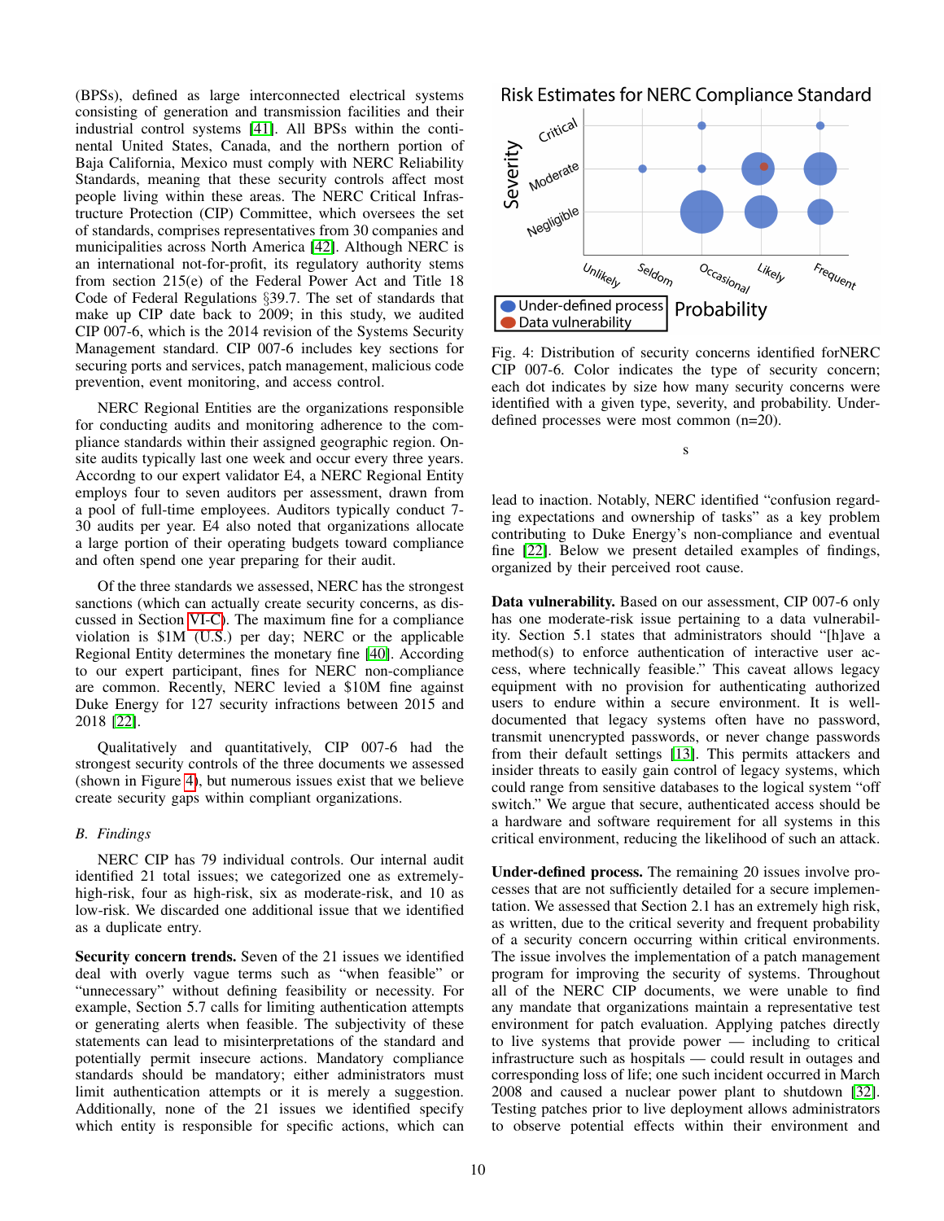(BPSs), defined as large interconnected electrical systems consisting of generation and transmission facilities and their industrial control systems [41]. All BPSs within the continental United States, Canada, and the northern portion of Baja California, Mexico must comply with NERC Reliability Standards, meaning that these security controls affect most people living within these areas. The NERC Critical Infrastructure Protection (CIP) Committee, which oversees the set of standards, comprises representatives from 30 companies and municipalities across North America [42]. Although NERC is an international not-for-profit, its regulatory authority stems from section 215(e) of the Federal Power Act and Title 18 Code of Federal Regulations §39.7. The set of standards that make up CIP date back to 2009; in this study, we audited CIP 007-6, which is the 2014 revision of the Systems Security Management standard. CIP 007-6 includes key sections for securing ports and services, patch management, malicious code prevention, event monitoring, and access control.

NERC Regional Entities are the organizations responsible for conducting audits and monitoring adherence to the compliance standards within their assigned geographic region. Onsite audits typically last one week and occur every three years. Accordng to our expert validator E4, a NERC Regional Entity employs four to seven auditors per assessment, drawn from a pool of full-time employees. Auditors typically conduct 7-30 audits per year. E4 also noted that organizations allocate a large portion of their operating budgets toward compliance and often spend one year preparing for their audit.

Of the three standards we assessed, NERC has the strongest sanctions (which can actually create security concerns, as discussed in Section VI-C). The maximum fine for a compliance violation is $1M (U.S.) per day; NERC or the applicable Regional Entity determines the monetary fine [40]. According to our expert participant, fines for NERC non-compliance are common. Recently, NERC levied a $10M fine against Duke Energy for 127 security infractions between 2015 and 2018 [22].

Qualitatively and quantitatively, CIP 007-6 had the strongest security controls of the three documents we assessed (shown in Figure 4), but numerous issues exist that we believe create security gaps within compliant organizations.

### B. Findings

NERC CIP has 79 individual controls. Our internal audit identified 21 total issues; we categorized one as extremely-high-risk, four as high-risk, six as moderate-risk, and 10 as low-risk. We discarded one additional issue that we identified as a duplicate entry.

**Security concern trends.** Seven of the 21 issues we identified deal with overly vague terms such as "when feasible" or "unnecessary" without defining feasibility or necessity. For example, Section 5.7 calls for limiting authentication attempts or generating alerts when feasible. The subjectivity of these statements can lead to misinterpretations of the standard and potentially permit insecure actions. Mandatory compliance standards should be mandatory; either administrators must limit authentication attempts or it is merely a suggestion. Additionally, none of the 21 issues we identified specify which entity is responsible for specific actions, which can lead to inaction. Notably, NERC identified "confusion regarding expectations and ownership of tasks" as a key problem contributing to Duke Energy's non-compliance and eventual fine [22]. Below we present detailed examples of findings, organized by their perceived root cause.

Risk Estimates for NERC Compliance Standard

Fig. 4: Distribution of security concerns identified forNERC CIP 007-6. Color indicates the type of security concern; each dot indicates by size how many security concerns were identified with a given type, severity, and probability. Under-defined processes were most common (n=20).

**Data vulnerability.** Based on our assessment, CIP 007-6 only has one moderate-risk issue pertaining to a data vulnerability. Section 5.1 states that administrators should "[h]ave a method(s) to enforce authentication of interactive user access, where technically feasible." This caveat allows legacy equipment with no provision for authenticating authorized users to endure within a secure environment. It is well-documented that legacy systems often have no password, transmit unencrypted passwords, or never change passwords from their default settings [13]. This permits attackers and insider threats to easily gain control of legacy systems, which could range from sensitive databases to the logical system "off switch." We argue that secure, authenticated access should be a hardware and software requirement for all systems in this critical environment, reducing the likelihood of such an attack.

**Under-defined process.** The remaining 20 issues involve processes that are not sufficiently detailed for a secure implementation. We assessed that Section 2.1 has an extremely high risk, as written, due to the critical severity and frequent probability of a security concern occurring within critical environments. The issue involves the implementation of a patch management program for improving the security of systems. Throughout all of the NERC CIP documents, we were unable to find any mandate that organizations maintain a representative test environment for patch evaluation. Applying patches directly to live systems that provide power — including to critical infrastructure such as hospitals — could result in outages and corresponding loss of life; one such incident occurred in March 2008 and caused a nuclear power plant to shutdown [32]. Testing patches prior to live deployment allows administrators to observe potential effects within their environment and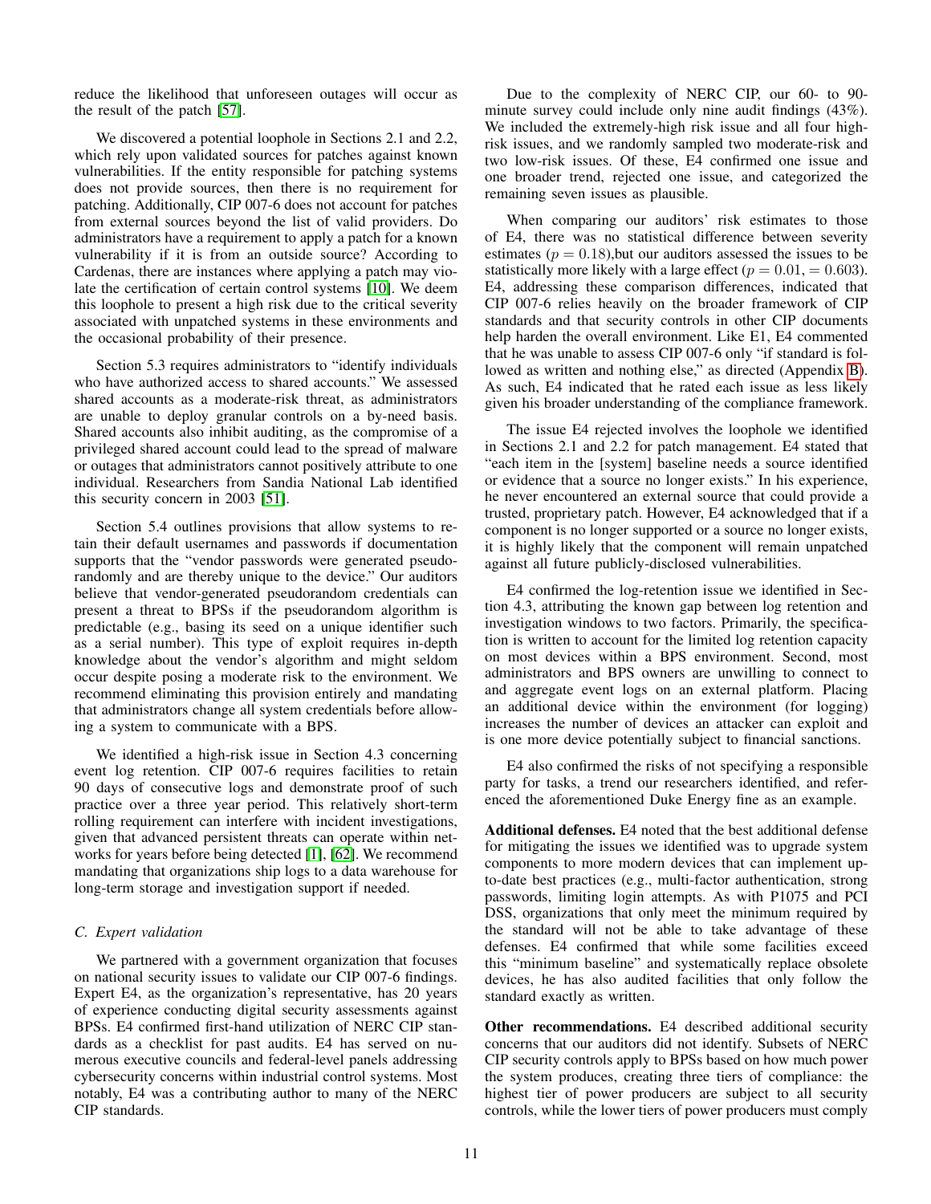reduce the likelihood that unforeseen outages will occur as the result of the patch [57].

We discovered a potential loophole in Sections 2.1 and 2.2, which rely upon validated sources for patches against known vulnerabilities. If the entity responsible for patching systems does not provide sources, then there is no requirement for patching. Additionally, CIP 007-6 does not account for patches from external sources beyond the list of valid providers. Do administrators have a requirement to apply a patch for a known vulnerability if it is from an outside source? According to Cardenas, there are instances where applying a patch may violate the certification of certain control systems [10]. We deem this loophole to present a high risk due to the critical severity associated with unpatched systems in these environments and the occasional probability of their presence.

Section 5.3 requires administrators to "identify individuals who have authorized access to shared accounts." We assessed shared accounts as a moderate-risk threat, as administrators are unable to deploy granular controls on a by-need basis. Shared accounts also inhibit auditing, as the compromise of a privileged shared account could lead to the spread of malware or outages that administrators cannot positively attribute to one individual. Researchers from Sandia National Lab identified this security concern in 2003 [51].

Section 5.4 outlines provisions that allow systems to retain their default usernames and passwords if documentation supports that the "vendor passwords were generated pseudorandomly and are thereby unique to the device." Our auditors believe that vendor-generated pseudorandom credentials can present a threat to BPSs if the pseudorandom algorithm is predictable (e.g., basing its seed on a unique identifier such as a serial number). This type of exploit requires in-depth knowledge about the vendor's algorithm and might seldom occur despite posing a moderate risk to the environment. We recommend eliminating this provision entirely and mandating that administrators change all system credentials before allowing a system to communicate with a BPS.

We identified a high-risk issue in Section 4.3 concerning event log retention. CIP 007-6 requires facilities to retain 90 days of consecutive logs and demonstrate proof of such practice over a three year period. This relatively short-term rolling requirement can interfere with incident investigations, given that advanced persistent threats can operate within networks for years before being detected [1], [62]. We recommend mandating that organizations ship logs to a data warehouse for long-term storage and investigation support if needed.

### C. Expert validation

We partnered with a government organization that focuses on national security issues to validate our CIP 007-6 findings. Expert E4, as the organization's representative, has 20 years of experience conducting digital security assessments against BPSs. E4 confirmed first-hand utilization of NERC CIP standards as a checklist for past audits. E4 has served on numerous executive councils and federal-level panels addressing cybersecurity concerns within industrial control systems. Most notably, E4 was a contributing author to many of the NERC CIP standards.

Due to the complexity of NERC CIP, our 60- to 90-minute survey could include only nine audit findings (43%). We included the extremely-high risk issue and all four high-risk issues, and we randomly sampled two moderate-risk and two low-risk issues. Of these, E4 confirmed one issue and one broader trend, rejected one issue, and categorized the remaining seven issues as plausible.

When comparing our auditors' risk estimates to those of E4, there was no statistical difference between severity estimates ($p = 0.18$),but our auditors assessed the issues to be statistically more likely with a large effect ($p = 0.01, = 0.603$). E4, addressing these comparison differences, indicated that CIP 007-6 relies heavily on the broader framework of CIP standards and that security controls in other CIP documents help harden the overall environment. Like E1, E4 commented that he was unable to assess CIP 007-6 only "if standard is followed as written and nothing else," as directed (Appendix B). As such, E4 indicated that he rated each issue as less likely given his broader understanding of the compliance framework.

The issue E4 rejected involves the loophole we identified in Sections 2.1 and 2.2 for patch management. E4 stated that "each item in the [system] baseline needs a source identified or evidence that a source no longer exists." In his experience, he never encountered an external source that could provide a trusted, proprietary patch. However, E4 acknowledged that if a component is no longer supported or a source no longer exists, it is highly likely that the component will remain unpatched against all future publicly-disclosed vulnerabilities.

E4 confirmed the log-retention issue we identified in Section 4.3, attributing the known gap between log retention and investigation windows to two factors. Primarily, the specification is written to account for the limited log retention capacity on most devices within a BPS environment. Second, most administrators and BPS owners are unwilling to connect to and aggregate event logs on an external platform. Placing an additional device within the environment (for logging) increases the number of devices an attacker can exploit and is one more device potentially subject to financial sanctions.

E4 also confirmed the risks of not specifying a responsible party for tasks, a trend our researchers identified, and referenced the aforementioned Duke Energy fine as an example.

**Additional defenses.** E4 noted that the best additional defense for mitigating the issues we identified was to upgrade system components to more modern devices that can implement up-to-date best practices (e.g., multi-factor authentication, strong passwords, limiting login attempts. As with P1075 and PCI DSS, organizations that only meet the minimum required by the standard will not be able to take advantage of these defenses. E4 confirmed that while some facilities exceed this "minimum baseline" and systematically replace obsolete devices, he has also audited facilities that only follow the standard exactly as written.

**Other recommendations.** E4 described additional security concerns that our auditors did not identify. Subsets of NERC CIP security controls apply to BPSs based on how much power the system produces, creating three tiers of compliance: the highest tier of power producers are subject to all security controls, while the lower tiers of power producers must comply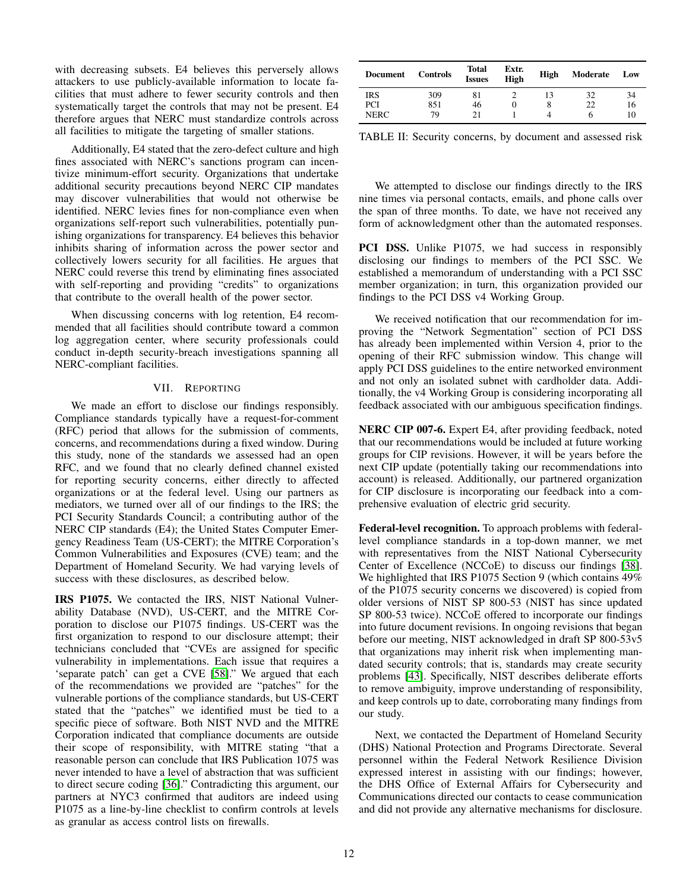with decreasing subsets. E4 believes this perversely allows attackers to use publicly-available information to locate facilities that must adhere to fewer security controls and then systematically target the controls that may not be present. E4 therefore argues that NERC must standardize controls across all facilities to mitigate the targeting of smaller stations.

Additionally, E4 stated that the zero-defect culture and high fines associated with NERC's sanctions program can incentivize minimum-effort security. Organizations that undertake additional security precautions beyond NERC CIP mandates may discover vulnerabilities that would not otherwise be identified. NERC levies fines for non-compliance even when organizations self-report such vulnerabilities, potentially punishing organizations for transparency. E4 believes this behavior inhibits sharing of information across the power sector and collectively lowers security for all facilities. He argues that NERC could reverse this trend by eliminating fines associated with self-reporting and providing "credits" to organizations that contribute to the overall health of the power sector.

When discussing concerns with log retention, E4 recommended that all facilities should contribute toward a common log aggregation center, where security professionals could conduct in-depth security-breach investigations spanning all NERC-compliant facilities.

## VII. Reporting

We made an effort to disclose our findings responsibly. Compliance standards typically have a request-for-comment (RFC) period that allows for the submission of comments, concerns, and recommendations during a fixed window. During this study, none of the standards we assessed had an open RFC, and we found that no clearly defined channel existed for reporting security concerns, either directly to affected organizations or at the federal level. Using our partners as mediators, we turned over all of our findings to the IRS; the PCI Security Standards Council; a contributing author of the NERC CIP standards (E4); the United States Computer Emergency Readiness Team (US-CERT); the MITRE Corporation's Common Vulnerabilities and Exposures (CVE) team; and the Department of Homeland Security. We had varying levels of success with these disclosures, as described below.

**IRS P1075.** We contacted the IRS, NIST National Vulnerability Database (NVD), US-CERT, and the MITRE Corporation to disclose our P1075 findings. US-CERT was the first organization to respond to our disclosure attempt; their technicians concluded that "CVEs are assigned for specific vulnerability in implementations. Each issue that requires a 'separate patch' can get a CVE [58]." We argued that each of the recommendations we provided are "patches" for the vulnerable portions of the compliance standards, but US-CERT stated that the "patches" we identified must be tied to a specific piece of software. Both NIST NVD and the MITRE Corporation indicated that compliance documents are outside their scope of responsibility, with MITRE stating "that a reasonable person can conclude that IRS Publication 1075 was never intended to have a level of abstraction that was sufficient to direct secure coding [36]." Contradicting this argument, our partners at NYC3 confirmed that auditors are indeed using P1075 as a line-by-line checklist to confirm controls at levels as granular as access control lists on firewalls.

| Document | Controls | Total Issues | Extr. High | High | Moderate | Low |
|---|---|---|---|---|---|---|
| IRS | 309 | 81 | 2 | 13 | 32 | 34 |
| PCI | 851 | 46 | 0 | 8 | 22 | 16 |
| NERC | 79 | 21 | 1 | 4 | 6 | 10 |

TABLE II: Security concerns, by document and assessed risk

We attempted to disclose our findings directly to the IRS nine times via personal contacts, emails, and phone calls over the span of three months. To date, we have not received any form of acknowledgment other than the automated responses.

**PCI DSS.** Unlike P1075, we had success in responsibly disclosing our findings to members of the PCI SSC. We established a memorandum of understanding with a PCI SSC member organization; in turn, this organization provided our findings to the PCI DSS v4 Working Group.

We received notification that our recommendation for improving the "Network Segmentation" section of PCI DSS has already been implemented within Version 4, prior to the opening of their RFC submission window. This change will apply PCI DSS guidelines to the entire networked environment and not only an isolated subnet with cardholder data. Additionally, the v4 Working Group is considering incorporating all feedback associated with our ambiguous specification findings.

**NERC CIP 007-6.** Expert E4, after providing feedback, noted that our recommendations would be included at future working groups for CIP revisions. However, it will be years before the next CIP update (potentially taking our recommendations into account) is released. Additionally, our partnered organization for CIP disclosure is incorporating our feedback into a comprehensive evaluation of electric grid security.

**Federal-level recognition.** To approach problems with federal-level compliance standards in a top-down manner, we met with representatives from the NIST National Cybersecurity Center of Excellence (NCCoE) to discuss our findings [38]. We highlighted that IRS P1075 Section 9 (which contains 49% of the P1075 security concerns we discovered) is copied from older versions of NIST SP 800-53 (NIST has since updated SP 800-53 twice). NCCoE offered to incorporate our findings into future document revisions. In ongoing revisions that began before our meeting, NIST acknowledged in draft SP 800-53v5 that organizations may inherit risk when implementing mandated security controls; that is, standards may create security problems [43]. Specifically, NIST describes deliberate efforts to remove ambiguity, improve understanding of responsibility, and keep controls up to date, corroborating many findings from our study.

Next, we contacted the Department of Homeland Security (DHS) National Protection and Programs Directorate. Several personnel within the Federal Network Resilience Division expressed interest in assisting with our findings; however, the DHS Office of External Affairs for Cybersecurity and Communications directed our contacts to cease communication and did not provide any alternative mechanisms for disclosure.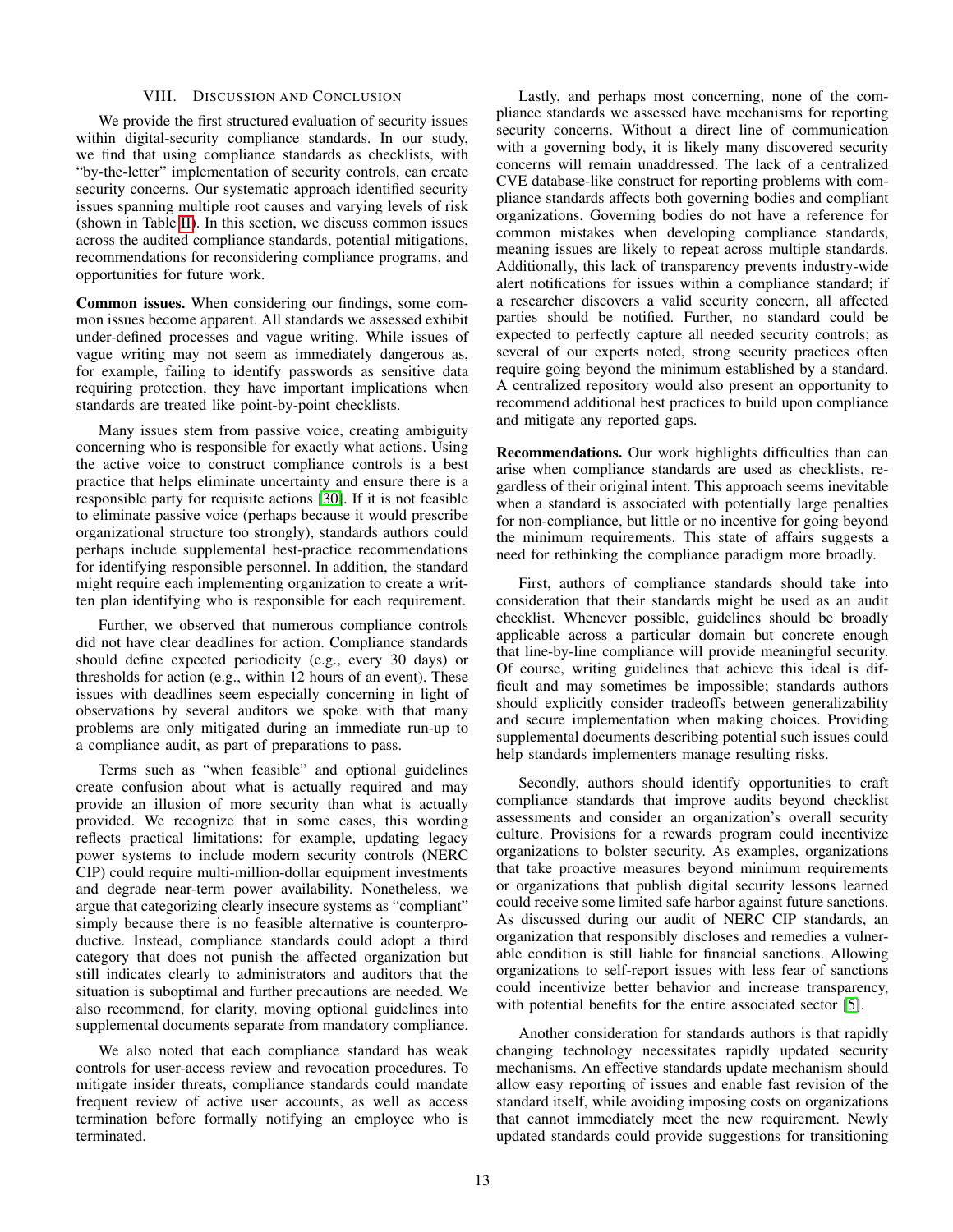## VIII. Discussion and Conclusion

We provide the first structured evaluation of security issues within digital-security compliance standards. In our study, we find that using compliance standards as checklists, with "by-the-letter" implementation of security controls, can create security concerns. Our systematic approach identified security issues spanning multiple root causes and varying levels of risk (shown in Table II). In this section, we discuss common issues across the audited compliance standards, potential mitigations, recommendations for reconsidering compliance programs, and opportunities for future work.

**Common issues.** When considering our findings, some common issues become apparent. All standards we assessed exhibit under-defined processes and vague writing. While issues of vague writing may not seem as immediately dangerous as, for example, failing to identify passwords as sensitive data requiring protection, they have important implications when standards are treated like point-by-point checklists.

Many issues stem from passive voice, creating ambiguity concerning who is responsible for exactly what actions. Using the active voice to construct compliance controls is a best practice that helps eliminate uncertainty and ensure there is a responsible party for requisite actions [30]. If it is not feasible to eliminate passive voice (perhaps because it would prescribe organizational structure too strongly), standards authors could perhaps include supplemental best-practice recommendations for identifying responsible personnel. In addition, the standard might require each implementing organization to create a written plan identifying who is responsible for each requirement.

Further, we observed that numerous compliance controls did not have clear deadlines for action. Compliance standards should define expected periodicity (e.g., every 30 days) or thresholds for action (e.g., within 12 hours of an event). These issues with deadlines seem especially concerning in light of observations by several auditors we spoke with that many problems are only mitigated during an immediate run-up to a compliance audit, as part of preparations to pass.

Terms such as "when feasible" and optional guidelines create confusion about what is actually required and may provide an illusion of more security than what is actually provided. We recognize that in some cases, this wording reflects practical limitations: for example, updating legacy power systems to include modern security controls (NERC CIP) could require multi-million-dollar equipment investments and degrade near-term power availability. Nonetheless, we argue that categorizing clearly insecure systems as "compliant" simply because there is no feasible alternative is counterproductive. Instead, compliance standards could adopt a third category that does not punish the affected organization but still indicates clearly to administrators and auditors that the situation is suboptimal and further precautions are needed. We also recommend, for clarity, moving optional guidelines into supplemental documents separate from mandatory compliance.

We also noted that each compliance standard has weak controls for user-access review and revocation procedures. To mitigate insider threats, compliance standards could mandate frequent review of active user accounts, as well as access termination before formally notifying an employee who is terminated.

Lastly, and perhaps most concerning, none of the compliance standards we assessed have mechanisms for reporting security concerns. Without a direct line of communication with a governing body, it is likely many discovered security concerns will remain unaddressed. The lack of a centralized CVE database-like construct for reporting problems with compliance standards affects both governing bodies and compliant organizations. Governing bodies do not have a reference for common mistakes when developing compliance standards, meaning issues are likely to repeat across multiple standards. Additionally, this lack of transparency prevents industry-wide alert notifications for issues within a compliance standard; if a researcher discovers a valid security concern, all affected parties should be notified. Further, no standard could be expected to perfectly capture all needed security controls; as several of our experts noted, strong security practices often require going beyond the minimum established by a standard. A centralized repository would also present an opportunity to recommend additional best practices to build upon compliance and mitigate any reported gaps.

**Recommendations.** Our work highlights difficulties than can arise when compliance standards are used as checklists, regardless of their original intent. This approach seems inevitable when a standard is associated with potentially large penalties for non-compliance, but little or no incentive for going beyond the minimum requirements. This state of affairs suggests a need for rethinking the compliance paradigm more broadly.

First, authors of compliance standards should take into consideration that their standards might be used as an audit checklist. Whenever possible, guidelines should be broadly applicable across a particular domain but concrete enough that line-by-line compliance will provide meaningful security. Of course, writing guidelines that achieve this ideal is difficult and may sometimes be impossible; standards authors should explicitly consider tradeoffs between generalizability and secure implementation when making choices. Providing supplemental documents describing potential such issues could help standards implementers manage resulting risks.

Secondly, authors should identify opportunities to craft compliance standards that improve audits beyond checklist assessments and consider an organization's overall security culture. Provisions for a rewards program could incentivize organizations to bolster security. As examples, organizations that take proactive measures beyond minimum requirements or organizations that publish digital security lessons learned could receive some limited safe harbor against future sanctions. As discussed during our audit of NERC CIP standards, an organization that responsibly discloses and remedies a vulnerable condition is still liable for financial sanctions. Allowing organizations to self-report issues with less fear of sanctions could incentivize better behavior and increase transparency, with potential benefits for the entire associated sector [5].

Another consideration for standards authors is that rapidly changing technology necessitates rapidly updated security mechanisms. An effective standards update mechanism should allow easy reporting of issues and enable fast revision of the standard itself, while avoiding imposing costs on organizations that cannot immediately meet the new requirement. Newly updated standards could provide suggestions for transitioning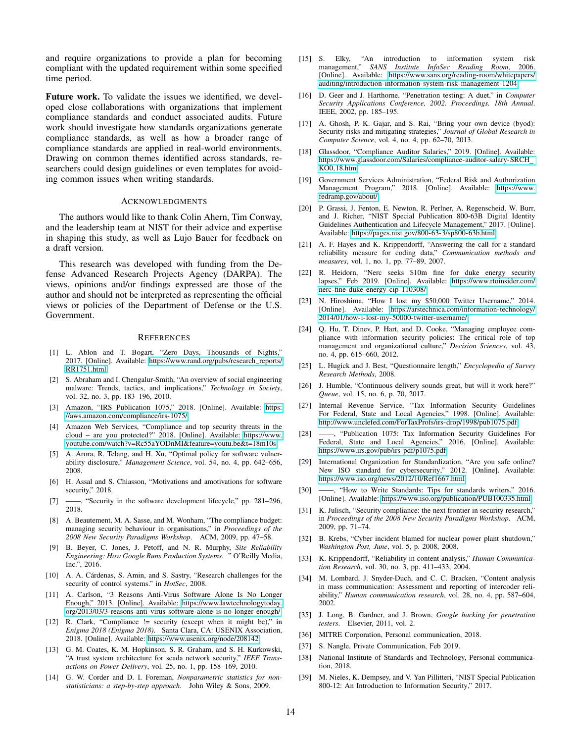and require organizations to provide a plan for becoming compliant with the updated requirement within some specified time period.

**Future work.** To validate the issues we identified, we developed close collaborations with organizations that implement compliance standards and conduct associated audits. Future work should investigate how standards organizations generate compliance standards, as well as how a broader range of compliance standards are applied in real-world environments. Drawing on common themes identified across standards, researchers could design guidelines or even templates for avoiding common issues when writing standards.

## Acknowledgments

The authors would like to thank Colin Ahern, Tim Conway, and the leadership team at NIST for their advice and expertise in shaping this study, as well as Lujo Bauer for feedback on a draft version.

This research was developed with funding from the Defense Advanced Research Projects Agency (DARPA). The views, opinions and/or findings expressed are those of the author and should not be interpreted as representing the official views or policies of the Department of Defense or the U.S. Government.

## References

[1] L. Ablon and T. Bogart, "Zero Days, Thousands of Nights," 2017. [Online]. Available: https://www.rand.org/pubs/research_reports/RR1751.html

[2] S. Abraham and I. Chengalur-Smith, "An overview of social engineering malware: Trends, tactics, and implications," *Technology in Society*, vol. 32, no. 3, pp. 183–196, 2010.

[3] Amazon, "IRS Publication 1075," 2018. [Online]. Available: https://aws.amazon.com/compliance/irs-1075/

[4] Amazon Web Services, "Compliance and top security threats in the cloud – are you protected?" 2018. [Online]. Available: https://www.youtube.com/watch?v=Rc55aYODnMI&feature=youtu.be&t=18m10s

[5] A. Arora, R. Telang, and H. Xu, "Optimal policy for software vulnerability disclosure," *Management Science*, vol. 54, no. 4, pp. 642–656, 2008.

[6] H. Assal and S. Chiasson, "Motivations and amotivations for software security," 2018.

[7] ——, "Security in the software development lifecycle," pp. 281–296, 2018.

[8] A. Beautement, M. A. Sasse, and M. Wonham, "The compliance budget: managing security behaviour in organisations," in *Proceedings of the 2008 New Security Paradigms Workshop*. ACM, 2009, pp. 47–58.

[9] B. Beyer, C. Jones, J. Petoff, and N. R. Murphy, *Site Reliability Engineering: How Google Runs Production Systems*. " O'Reilly Media, Inc.", 2016.

[10] A. A. Cárdenas, S. Amin, and S. Sastry, "Research challenges for the security of control systems." in *HotSec*, 2008.

[11] A. Carlson, "3 Reasons Anti-Virus Software Alone Is No Longer Enough," 2013. [Online]. Available: https://www.lawtechnologytoday.org/2013/03/3-reasons-anti-virus-software-alone-is-no-longer-enough/

[12] R. Clark, "Compliance != security (except when it might be)," in *Enigma 2018 (Enigma 2018)*. Santa Clara, CA: USENIX Association, 2018. [Online]. Available: https://www.usenix.org/node/208142

[13] G. M. Coates, K. M. Hopkinson, S. R. Graham, and S. H. Kurkowski, "A trust system architecture for scada network security," *IEEE Transactions on Power Delivery*, vol. 25, no. 1, pp. 158–169, 2010.

[14] G. W. Corder and D. I. Foreman, *Nonparametric statistics for non-statisticians: a step-by-step approach*. John Wiley & Sons, 2009.

[15] S. Elky, "An introduction to information system risk management," *SANS Institute InfoSec Reading Room*, 2006. [Online]. Available: https://www.sans.org/reading-room/whitepapers/auditing/introduction-information-system-risk-management-1204

[16] D. Geer and J. Harthorne, "Penetration testing: A duet," in *Computer Security Applications Conference, 2002. Proceedings. 18th Annual*. IEEE, 2002, pp. 185–195.

[17] A. Ghosh, P. K. Gajar, and S. Rai, "Bring your own device (byod): Security risks and mitigating strategies," *Journal of Global Research in Computer Science*, vol. 4, no. 4, pp. 62–70, 2013.

[18] Glassdoor, "Compliance Auditor Salaries," 2019. [Online]. Available: https://www.glassdoor.com/Salaries/compliance-auditor-salary-SRCH_KO0,18.htm

[19] Government Services Administration, "Federal Risk and Authorization Management Program," 2018. [Online]. Available: https://www.fedramp.gov/about/

[20] P. Grassi, J. Fenton, E. Newton, R. Perlner, A. Regenscheid, W. Burr, and J. Richer, "NIST Special Publication 800-63B Digital Identity Guidelines Authentication and Lifecycle Management," 2017. [Online]. Available: https://pages.nist.gov/800-63-3/sp800-63b.html

[21] A. F. Hayes and K. Krippendorff, "Answering the call for a standard reliability measure for coding data," *Communication methods and measures*, vol. 1, no. 1, pp. 77–89, 2007.

[22] R. Heidorn, "Nerc seeks $10m fine for duke energy security lapses," Feb 2019. [Online]. Available: https://www.rtoinsider.com/nerc-fine-duke-energy-cip-110308/

[23] N. Hiroshima, "How I lost my $50,000 Twitter Username," 2014. [Online]. Available: https://arstechnica.com/information-technology/2014/01/how-i-lost-my-50000-twitter-username/

[24] Q. Hu, T. Dinev, P. Hart, and D. Cooke, "Managing employee compliance with information security policies: The critical role of top management and organizational culture," *Decision Sciences*, vol. 43, no. 4, pp. 615–660, 2012.

[25] L. Hugick and J. Best, "Questionnaire length," *Encyclopedia of Survey Research Methods*, 2008.

[26] J. Humble, "Continuous delivery sounds great, but will it work here?" *Queue*, vol. 15, no. 6, p. 70, 2017.

[27] Internal Revenue Service, "Tax Information Security Guidelines For Federal, State and Local Agencies," 1998. [Online]. Available: http://www.unclefed.com/ForTaxProfs/irs-drop/1998/pub1075.pdf

[28] ——, "Publication 1075: Tax Information Security Guidelines For Federal, State and Local Agencies," 2016. [Online]. Available: https://www.irs.gov/pub/irs-pdf/p1075.pdf

[29] International Organization for Standardization, "Are you safe online? New ISO standard for cybersecurity," 2012. [Online]. Available: https://www.iso.org/news/2012/10/Ref1667.html

[30] ——, "How to Write Standards: Tips for standards writers," 2016. [Online]. Available: https://www.iso.org/publication/PUB100335.html

[31] K. Julisch, "Security compliance: the next frontier in security research," in *Proceedings of the 2008 New Security Paradigms Workshop*. ACM, 2009, pp. 71–74.

[32] B. Krebs, "Cyber incident blamed for nuclear power plant shutdown," *Washington Post, June*, vol. 5, p. 2008, 2008.

[33] K. Krippendorff, "Reliability in content analysis," *Human Communication Research*, vol. 30, no. 3, pp. 411–433, 2004.

[34] M. Lombard, J. Snyder-Duch, and C. C. Bracken, "Content analysis in mass communication: Assessment and reporting of intercoder reliability," *Human communication research*, vol. 28, no. 4, pp. 587–604, 2002.

[35] J. Long, B. Gardner, and J. Brown, *Google hacking for penetration testers*. Elsevier, 2011, vol. 2.

[36] MITRE Corporation, Personal communication, 2018.

[37] S. Nangle, Private Communication, Feb 2019.

[38] National Institute of Standards and Technology, Personal communication, 2018.

[39] M. Nieles, K. Dempsey, and V. Yan Pillitteri, "NIST Special Publication 800-12: An Introduction to Information Security," 2017.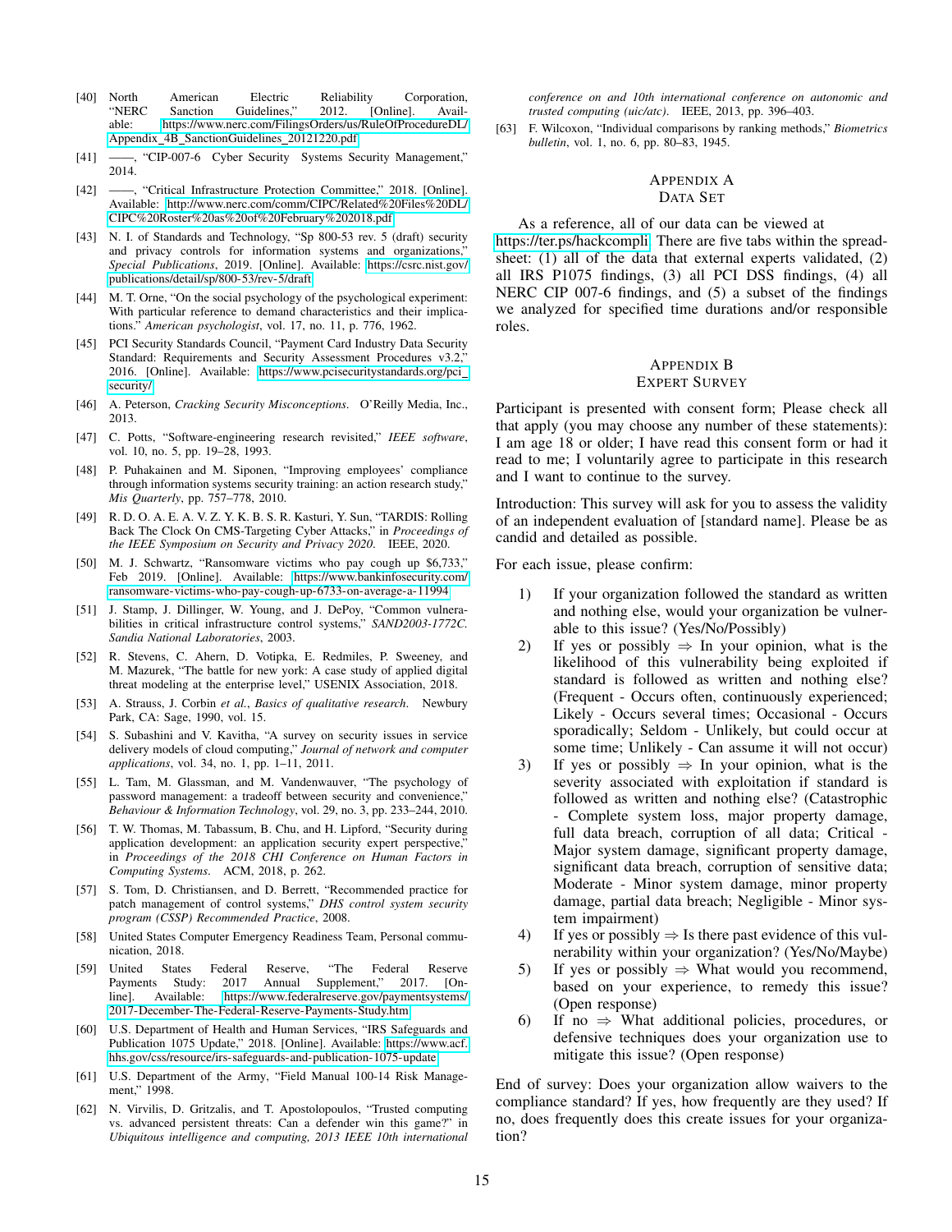[40] North American Electric Reliability Corporation, "NERC Sanction Guidelines," 2012. [Online]. Available: https://www.nerc.com/FilingsOrders/us/RuleOfProcedureDL/Appendix_4B_SanctionGuidelines_20121220.pdf

[41] ——, "CIP-007-6 Cyber Security Systems Security Management," 2014.

[42] ——, "Critical Infrastructure Protection Committee," 2018. [Online]. Available: http://www.nerc.com/comm/CIPC/Related%20Files%20DL/CIPC%20Roster%20as%20of%20February%202018.pdf

[43] N. I. of Standards and Technology, "Sp 800-53 rev. 5 (draft) security and privacy controls for information systems and organizations," *Special Publications*, 2019. [Online]. Available: https://csrc.nist.gov/publications/detail/sp/800-53/rev-5/draft

[44] M. T. Orne, "On the social psychology of the psychological experiment: With particular reference to demand characteristics and their implications." *American psychologist*, vol. 17, no. 11, p. 776, 1962.

[45] PCI Security Standards Council, "Payment Card Industry Data Security Standard: Requirements and Security Assessment Procedures v3.2," 2016. [Online]. Available: https://www.pcisecuritystandards.org/pci_security/

[46] A. Peterson, *Cracking Security Misconceptions*. O'Reilly Media, Inc., 2013.

[47] C. Potts, "Software-engineering research revisited," *IEEE software*, vol. 10, no. 5, pp. 19–28, 1993.

[48] P. Puhakainen and M. Siponen, "Improving employees' compliance through information systems security training: an action research study," *Mis Quarterly*, pp. 757–778, 2010.

[49] R. D. O. A. E. A. V. Z. Y. K. B. S. R. Kasturi, Y. Sun, "TARDIS: Rolling Back The Clock On CMS-Targeting Cyber Attacks," in *Proceedings of the IEEE Symposium on Security and Privacy 2020*. IEEE, 2020.

[50] M. J. Schwartz, "Ransomware victims who pay cough up $6,733," Feb 2019. [Online]. Available: https://www.bankinfosecurity.com/ransomware-victims-who-pay-cough-up-6733-on-average-a-11994

[51] J. Stamp, J. Dillinger, W. Young, and J. DePoy, "Common vulnerabilities in critical infrastructure control systems," *SAND2003-1772C. Sandia National Laboratories*, 2003.

[52] R. Stevens, C. Ahern, D. Votipka, E. Redmiles, P. Sweeney, and M. Mazurek, "The battle for new york: A case study of applied digital threat modeling at the enterprise level," USENIX Association, 2018.

[53] A. Strauss, J. Corbin *et al.*, *Basics of qualitative research*. Newbury Park, CA: Sage, 1990, vol. 15.

[54] S. Subashini and V. Kavitha, "A survey on security issues in service delivery models of cloud computing," *Journal of network and computer applications*, vol. 34, no. 1, pp. 1–11, 2011.

[55] L. Tam, M. Glassman, and M. Vandenwauver, "The psychology of password management: a tradeoff between security and convenience," *Behaviour & Information Technology*, vol. 29, no. 3, pp. 233–244, 2010.

[56] T. W. Thomas, M. Tabassum, B. Chu, and H. Lipford, "Security during application development: an application security expert perspective," in *Proceedings of the 2018 CHI Conference on Human Factors in Computing Systems*. ACM, 2018, p. 262.

[57] S. Tom, D. Christiansen, and D. Berrett, "Recommended practice for patch management of control systems," *DHS control system security program (CSSP) Recommended Practice*, 2008.

[58] United States Computer Emergency Readiness Team, Personal communication, 2018.

[59] United States Federal Reserve, "The Federal Reserve Payments Study: 2017 Annual Supplement," 2017. [Online]. Available: https://www.federalreserve.gov/paymentsystems/2017-December-The-Federal-Reserve-Payments-Study.htm

[60] U.S. Department of Health and Human Services, "IRS Safeguards and Publication 1075 Update," 2018. [Online]. Available: https://www.acf.hhs.gov/css/resource/irs-safeguards-and-publication-1075-update

[61] U.S. Department of the Army, "Field Manual 100-14 Risk Management," 1998.

[62] N. Virvilis, D. Gritzalis, and T. Apostolopoulos, "Trusted computing vs. advanced persistent threats: Can a defender win this game?" in *Ubiquitous intelligence and computing, 2013 IEEE 10th international conference on and 10th international conference on autonomic and trusted computing (uic/atc)*. IEEE, 2013, pp. 396–403.

[63] F. Wilcoxon, "Individual comparisons by ranking methods," *Biometrics bulletin*, vol. 1, no. 6, pp. 80–83, 1945.

## Appendix A
## Data Set

As a reference, all of our data can be viewed at https://ter.ps/hackcompli. There are five tabs within the spreadsheet: (1) all of the data that external experts validated, (2) all IRS P1075 findings, (3) all PCI DSS findings, (4) all NERC CIP 007-6 findings, and (5) a subset of the findings we analyzed for specified time durations and/or responsible roles.

## Appendix B
## Expert Survey

Participant is presented with consent form; Please check all that apply (you may choose any number of these statements): I am age 18 or older; I have read this consent form or had it read to me; I voluntarily agree to participate in this research and I want to continue to the survey.

Introduction: This survey will ask for you to assess the validity of an independent evaluation of [standard name]. Please be as candid and detailed as possible.

For each issue, please confirm:

1) If your organization followed the standard as written and nothing else, would your organization be vulnerable to this issue? (Yes/No/Possibly)
2) If yes or possibly ⇒ In your opinion, what is the likelihood of this vulnerability being exploited if standard is followed as written and nothing else? (Frequent - Occurs often, continuously experienced; Likely - Occurs several times; Occasional - Occurs sporadically; Seldom - Unlikely, but could occur at some time; Unlikely - Can assume it will not occur)
3) If yes or possibly ⇒ In your opinion, what is the severity associated with exploitation if standard is followed as written and nothing else? (Catastrophic - Complete system loss, major property damage, full data breach, corruption of all data; Critical - Major system damage, significant property damage, significant data breach, corruption of sensitive data; Moderate - Minor system damage, minor property damage, partial data breach; Negligible - Minor system impairment)
4) If yes or possibly ⇒ Is there past evidence of this vulnerability within your organization? (Yes/No/Maybe)
5) If yes or possibly ⇒ What would you recommend, based on your experience, to remedy this issue? (Open response)
6) If no ⇒ What additional policies, procedures, or defensive techniques does your organization use to mitigate this issue? (Open response)

End of survey: Does your organization allow waivers to the compliance standard? If yes, how frequently are they used? If no, does frequently does this create issues for your organization?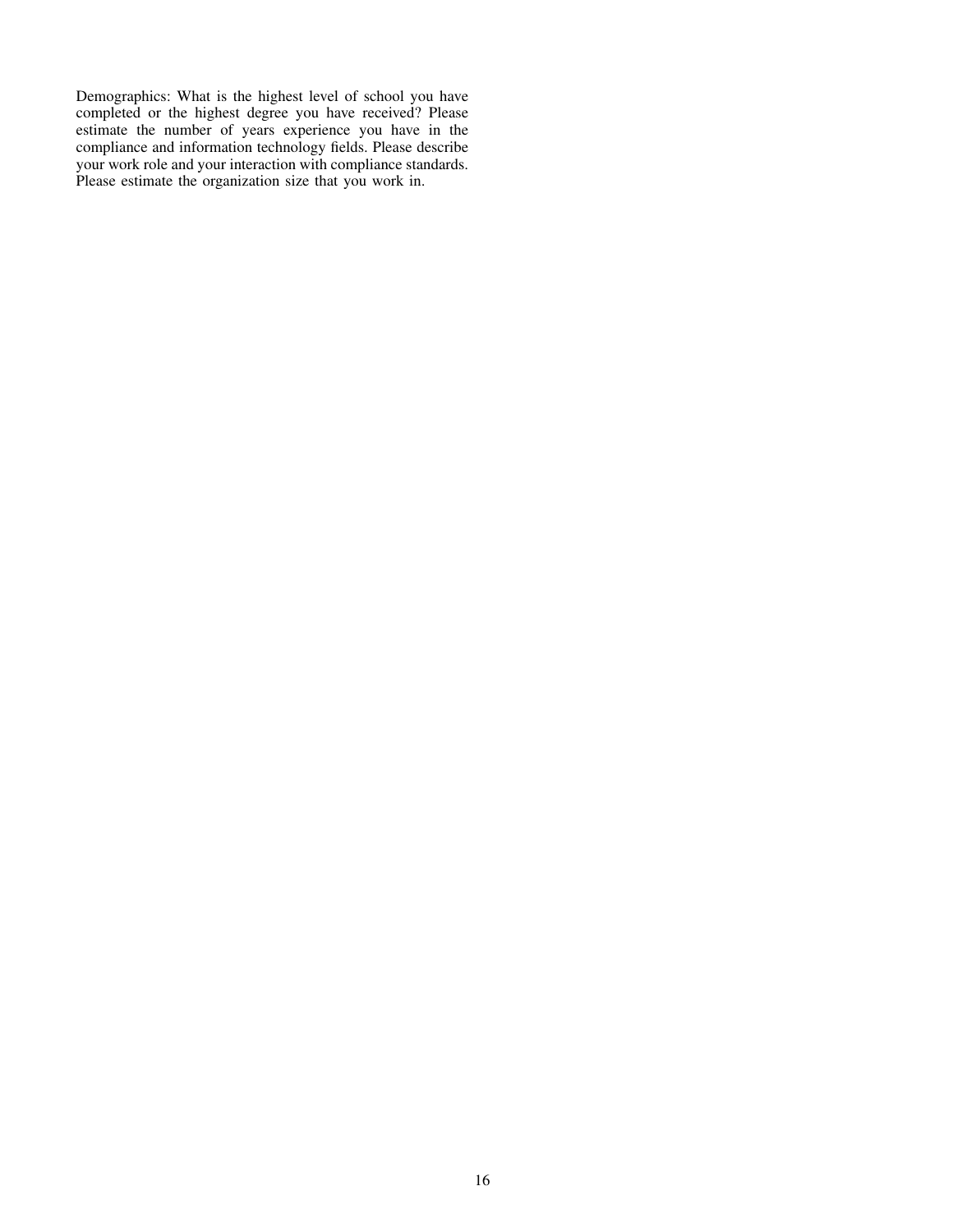Demographics: What is the highest level of school you have completed or the highest degree you have received? Please estimate the number of years experience you have in the compliance and information technology fields. Please describe your work role and your interaction with compliance standards. Please estimate the organization size that you work in.